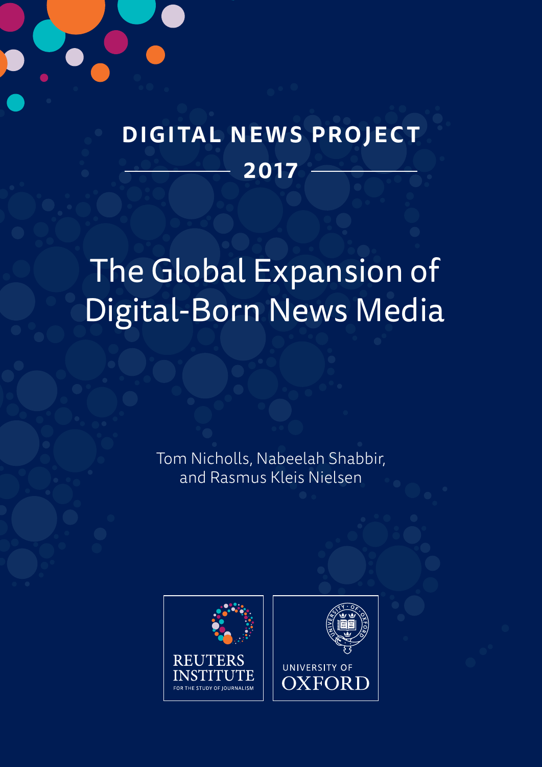DIGITAL NEWS PROJECT

2017

# The Global Expansion of Digital-Born News Media

Tom Nicholls, Nabeelah Shabbir, and Rasmus Kleis Nielsen

REUTERS INSTITUTE FOR THE STUDY OF JOURNALISM

UNIVERSITY OF OXFORD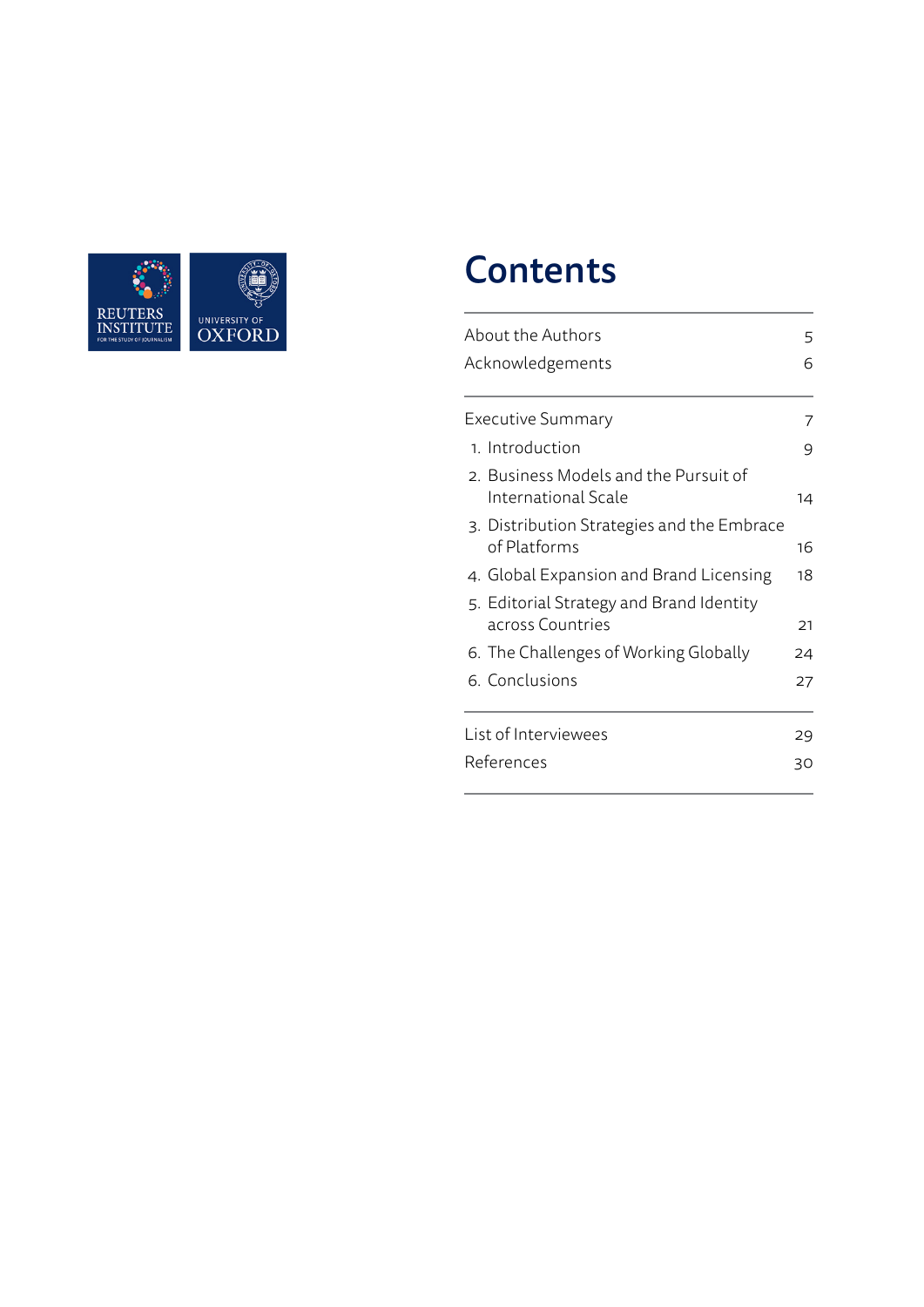# Contents

| | |
|---|---|
| About the Authors | 5 |
| Acknowledgements | 6 |
| Executive Summary | 7 |
| 1. Introduction | 9 |
| 2. Business Models and the Pursuit of International Scale | 14 |
| 3. Distribution Strategies and the Embrace of Platforms | 16 |
| 4. Global Expansion and Brand Licensing | 18 |
| 5. Editorial Strategy and Brand Identity across Countries | 21 |
| 6. The Challenges of Working Globally | 24 |
| 6. Conclusions | 27 |
| List of Interviewees | 29 |
| References | 30 |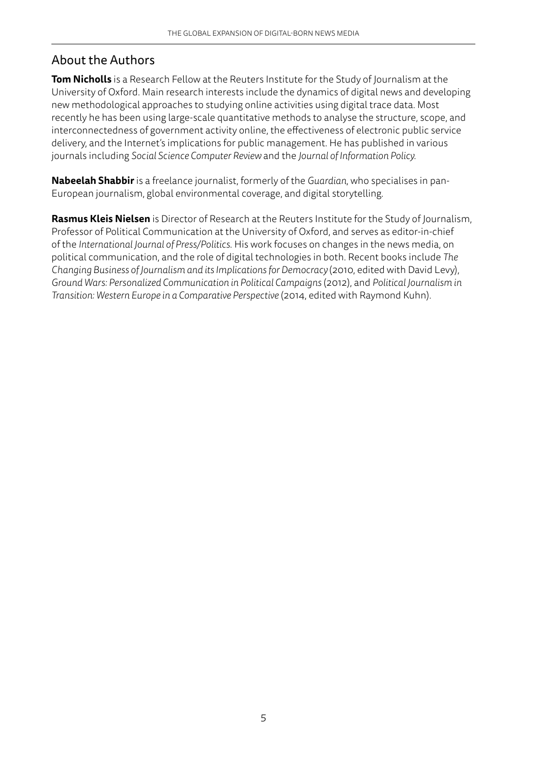## About the Authors

**Tom Nicholls** is a Research Fellow at the Reuters Institute for the Study of Journalism at the University of Oxford. Main research interests include the dynamics of digital news and developing new methodological approaches to studying online activities using digital trace data. Most recently he has been using large-scale quantitative methods to analyse the structure, scope, and interconnectedness of government activity online, the effectiveness of electronic public service delivery, and the Internet's implications for public management. He has published in various journals including *Social Science Computer Review* and the *Journal of Information Policy*.

**Nabeelah Shabbir** is a freelance journalist, formerly of the *Guardian*, who specialises in pan-European journalism, global environmental coverage, and digital storytelling.

**Rasmus Kleis Nielsen** is Director of Research at the Reuters Institute for the Study of Journalism, Professor of Political Communication at the University of Oxford, and serves as editor-in-chief of the *International Journal of Press/Politics*. His work focuses on changes in the news media, on political communication, and the role of digital technologies in both. Recent books include *The Changing Business of Journalism and its Implications for Democracy* (2010, edited with David Levy), *Ground Wars: Personalized Communication in Political Campaigns* (2012), and *Political Journalism in Transition: Western Europe in a Comparative Perspective* (2014, edited with Raymond Kuhn).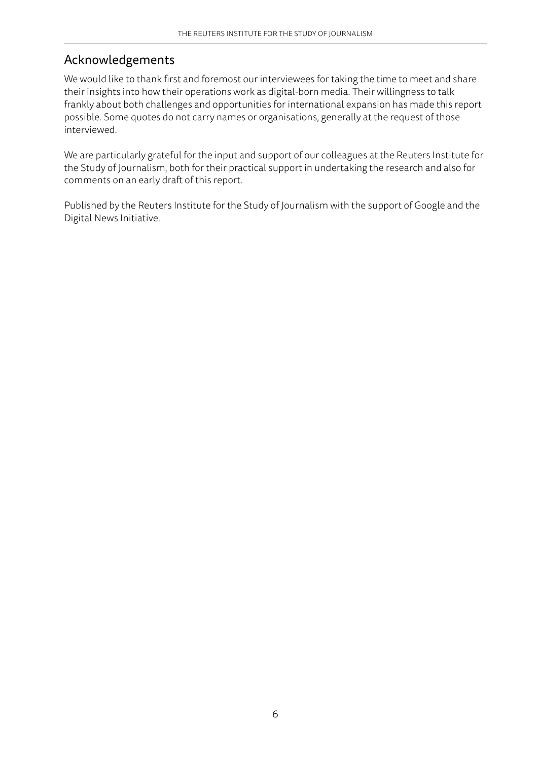## Acknowledgements

We would like to thank first and foremost our interviewees for taking the time to meet and share their insights into how their operations work as digital-born media. Their willingness to talk frankly about both challenges and opportunities for international expansion has made this report possible. Some quotes do not carry names or organisations, generally at the request of those interviewed.

We are particularly grateful for the input and support of our colleagues at the Reuters Institute for the Study of Journalism, both for their practical support in undertaking the research and also for comments on an early draft of this report.

Published by the Reuters Institute for the Study of Journalism with the support of Google and the Digital News Initiative.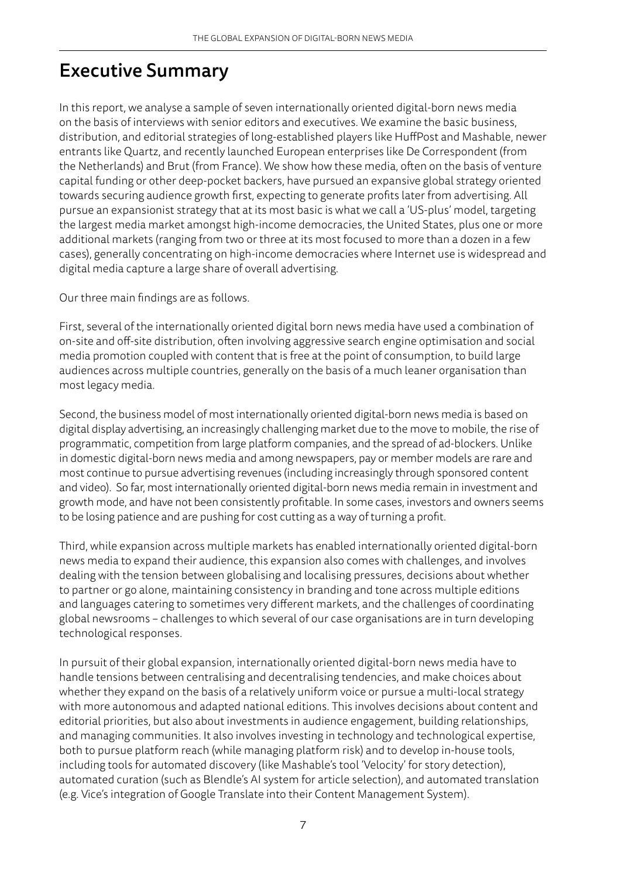# Executive Summary

In this report, we analyse a sample of seven internationally oriented digital-born news media on the basis of interviews with senior editors and executives. We examine the basic business, distribution, and editorial strategies of long-established players like HuffPost and Mashable, newer entrants like Quartz, and recently launched European enterprises like De Correspondent (from the Netherlands) and Brut (from France). We show how these media, often on the basis of venture capital funding or other deep-pocket backers, have pursued an expansive global strategy oriented towards securing audience growth first, expecting to generate profits later from advertising. All pursue an expansionist strategy that at its most basic is what we call a 'US-plus' model, targeting the largest media market amongst high-income democracies, the United States, plus one or more additional markets (ranging from two or three at its most focused to more than a dozen in a few cases), generally concentrating on high-income democracies where Internet use is widespread and digital media capture a large share of overall advertising.

Our three main findings are as follows.

First, several of the internationally oriented digital born news media have used a combination of on-site and off-site distribution, often involving aggressive search engine optimisation and social media promotion coupled with content that is free at the point of consumption, to build large audiences across multiple countries, generally on the basis of a much leaner organisation than most legacy media.

Second, the business model of most internationally oriented digital-born news media is based on digital display advertising, an increasingly challenging market due to the move to mobile, the rise of programmatic, competition from large platform companies, and the spread of ad-blockers. Unlike in domestic digital-born news media and among newspapers, pay or member models are rare and most continue to pursue advertising revenues (including increasingly through sponsored content and video). So far, most internationally oriented digital-born news media remain in investment and growth mode, and have not been consistently profitable. In some cases, investors and owners seems to be losing patience and are pushing for cost cutting as a way of turning a profit.

Third, while expansion across multiple markets has enabled internationally oriented digital-born news media to expand their audience, this expansion also comes with challenges, and involves dealing with the tension between globalising and localising pressures, decisions about whether to partner or go alone, maintaining consistency in branding and tone across multiple editions and languages catering to sometimes very different markets, and the challenges of coordinating global newsrooms – challenges to which several of our case organisations are in turn developing technological responses.

In pursuit of their global expansion, internationally oriented digital-born news media have to handle tensions between centralising and decentralising tendencies, and make choices about whether they expand on the basis of a relatively uniform voice or pursue a multi-local strategy with more autonomous and adapted national editions. This involves decisions about content and editorial priorities, but also about investments in audience engagement, building relationships, and managing communities. It also involves investing in technology and technological expertise, both to pursue platform reach (while managing platform risk) and to develop in-house tools, including tools for automated discovery (like Mashable's tool 'Velocity' for story detection), automated curation (such as Blendle's AI system for article selection), and automated translation (e.g. Vice's integration of Google Translate into their Content Management System).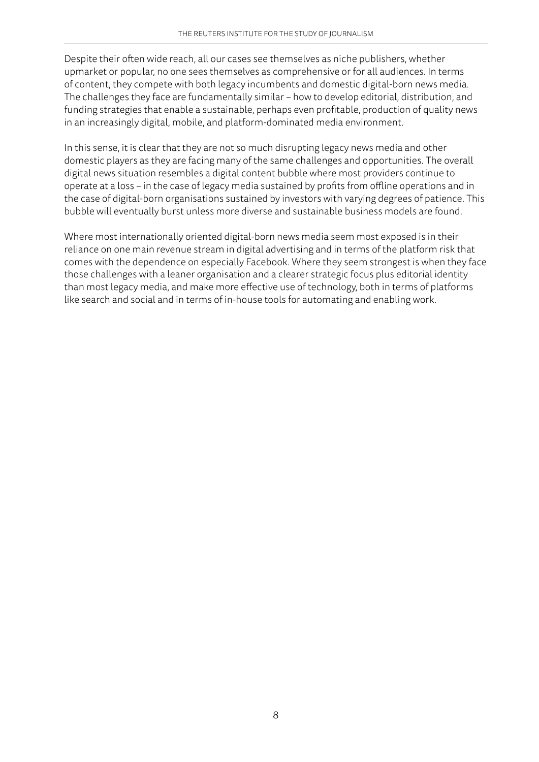Despite their often wide reach, all our cases see themselves as niche publishers, whether upmarket or popular, no one sees themselves as comprehensive or for all audiences. In terms of content, they compete with both legacy incumbents and domestic digital-born news media. The challenges they face are fundamentally similar – how to develop editorial, distribution, and funding strategies that enable a sustainable, perhaps even profitable, production of quality news in an increasingly digital, mobile, and platform-dominated media environment.

In this sense, it is clear that they are not so much disrupting legacy news media and other domestic players as they are facing many of the same challenges and opportunities. The overall digital news situation resembles a digital content bubble where most providers continue to operate at a loss – in the case of legacy media sustained by profits from offline operations and in the case of digital-born organisations sustained by investors with varying degrees of patience. This bubble will eventually burst unless more diverse and sustainable business models are found.

Where most internationally oriented digital-born news media seem most exposed is in their reliance on one main revenue stream in digital advertising and in terms of the platform risk that comes with the dependence on especially Facebook. Where they seem strongest is when they face those challenges with a leaner organisation and a clearer strategic focus plus editorial identity than most legacy media, and make more effective use of technology, both in terms of platforms like search and social and in terms of in-house tools for automating and enabling work.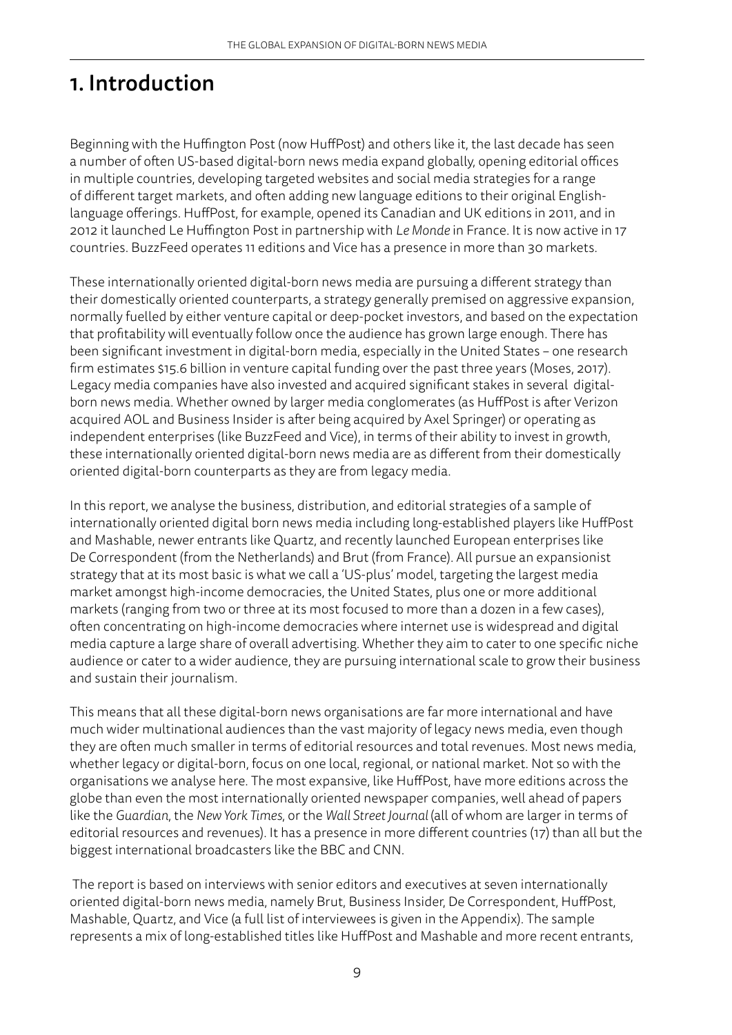# 1. Introduction

Beginning with the Huffington Post (now HuffPost) and others like it, the last decade has seen a number of often US-based digital-born news media expand globally, opening editorial offices in multiple countries, developing targeted websites and social media strategies for a range of different target markets, and often adding new language editions to their original English-language offerings. HuffPost, for example, opened its Canadian and UK editions in 2011, and in 2012 it launched Le Huffington Post in partnership with *Le Monde* in France. It is now active in 17 countries. BuzzFeed operates 11 editions and Vice has a presence in more than 30 markets.

These internationally oriented digital-born news media are pursuing a different strategy than their domestically oriented counterparts, a strategy generally premised on aggressive expansion, normally fuelled by either venture capital or deep-pocket investors, and based on the expectation that profitability will eventually follow once the audience has grown large enough. There has been significant investment in digital-born media, especially in the United States – one research firm estimates $15.6 billion in venture capital funding over the past three years (Moses, 2017). Legacy media companies have also invested and acquired significant stakes in several digital-born news media. Whether owned by larger media conglomerates (as HuffPost is after Verizon acquired AOL and Business Insider is after being acquired by Axel Springer) or operating as independent enterprises (like BuzzFeed and Vice), in terms of their ability to invest in growth, these internationally oriented digital-born news media are as different from their domestically oriented digital-born counterparts as they are from legacy media.

In this report, we analyse the business, distribution, and editorial strategies of a sample of internationally oriented digital born news media including long-established players like HuffPost and Mashable, newer entrants like Quartz, and recently launched European enterprises like De Correspondent (from the Netherlands) and Brut (from France). All pursue an expansionist strategy that at its most basic is what we call a 'US-plus' model, targeting the largest media market amongst high-income democracies, the United States, plus one or more additional markets (ranging from two or three at its most focused to more than a dozen in a few cases), often concentrating on high-income democracies where internet use is widespread and digital media capture a large share of overall advertising. Whether they aim to cater to one specific niche audience or cater to a wider audience, they are pursuing international scale to grow their business and sustain their journalism.

This means that all these digital-born news organisations are far more international and have much wider multinational audiences than the vast majority of legacy news media, even though they are often much smaller in terms of editorial resources and total revenues. Most news media, whether legacy or digital-born, focus on one local, regional, or national market. Not so with the organisations we analyse here. The most expansive, like HuffPost, have more editions across the globe than even the most internationally oriented newspaper companies, well ahead of papers like the *Guardian*, the *New York Times*, or the *Wall Street Journal* (all of whom are larger in terms of editorial resources and revenues). It has a presence in more different countries (17) than all but the biggest international broadcasters like the BBC and CNN.

The report is based on interviews with senior editors and executives at seven internationally oriented digital-born news media, namely Brut, Business Insider, De Correspondent, HuffPost, Mashable, Quartz, and Vice (a full list of interviewees is given in the Appendix). The sample represents a mix of long-established titles like HuffPost and Mashable and more recent entrants,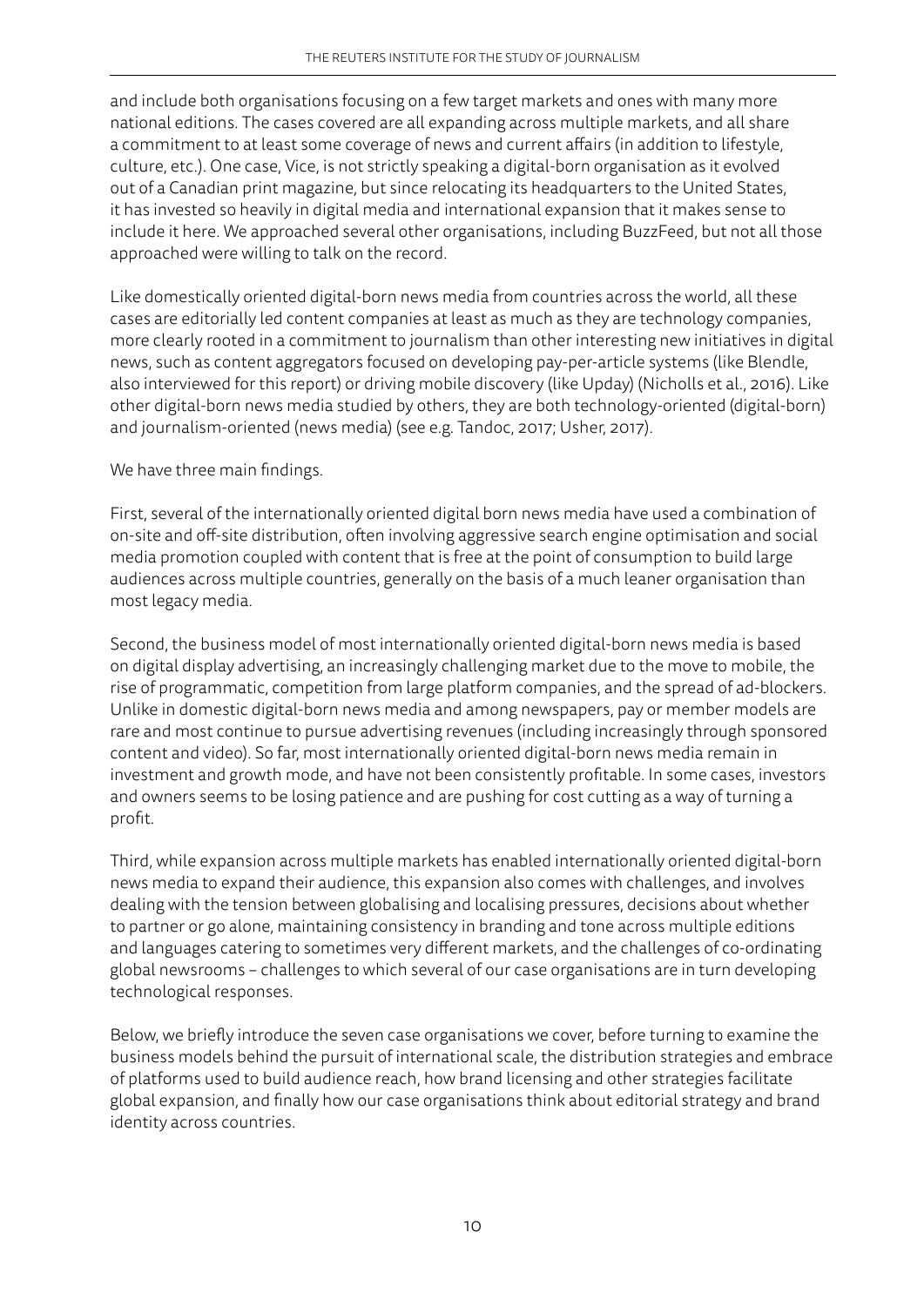and include both organisations focusing on a few target markets and ones with many more national editions. The cases covered are all expanding across multiple markets, and all share a commitment to at least some coverage of news and current affairs (in addition to lifestyle, culture, etc.). One case, Vice, is not strictly speaking a digital-born organisation as it evolved out of a Canadian print magazine, but since relocating its headquarters to the United States, it has invested so heavily in digital media and international expansion that it makes sense to include it here. We approached several other organisations, including BuzzFeed, but not all those approached were willing to talk on the record.

Like domestically oriented digital-born news media from countries across the world, all these cases are editorially led content companies at least as much as they are technology companies, more clearly rooted in a commitment to journalism than other interesting new initiatives in digital news, such as content aggregators focused on developing pay-per-article systems (like Blendle, also interviewed for this report) or driving mobile discovery (like Upday) (Nicholls et al., 2016). Like other digital-born news media studied by others, they are both technology-oriented (digital-born) and journalism-oriented (news media) (see e.g. Tandoc, 2017; Usher, 2017).

We have three main findings.

First, several of the internationally oriented digital born news media have used a combination of on-site and off-site distribution, often involving aggressive search engine optimisation and social media promotion coupled with content that is free at the point of consumption to build large audiences across multiple countries, generally on the basis of a much leaner organisation than most legacy media.

Second, the business model of most internationally oriented digital-born news media is based on digital display advertising, an increasingly challenging market due to the move to mobile, the rise of programmatic, competition from large platform companies, and the spread of ad-blockers. Unlike in domestic digital-born news media and among newspapers, pay or member models are rare and most continue to pursue advertising revenues (including increasingly through sponsored content and video). So far, most internationally oriented digital-born news media remain in investment and growth mode, and have not been consistently profitable. In some cases, investors and owners seems to be losing patience and are pushing for cost cutting as a way of turning a profit.

Third, while expansion across multiple markets has enabled internationally oriented digital-born news media to expand their audience, this expansion also comes with challenges, and involves dealing with the tension between globalising and localising pressures, decisions about whether to partner or go alone, maintaining consistency in branding and tone across multiple editions and languages catering to sometimes very different markets, and the challenges of co-ordinating global newsrooms – challenges to which several of our case organisations are in turn developing technological responses.

Below, we briefly introduce the seven case organisations we cover, before turning to examine the business models behind the pursuit of international scale, the distribution strategies and embrace of platforms used to build audience reach, how brand licensing and other strategies facilitate global expansion, and finally how our case organisations think about editorial strategy and brand identity across countries.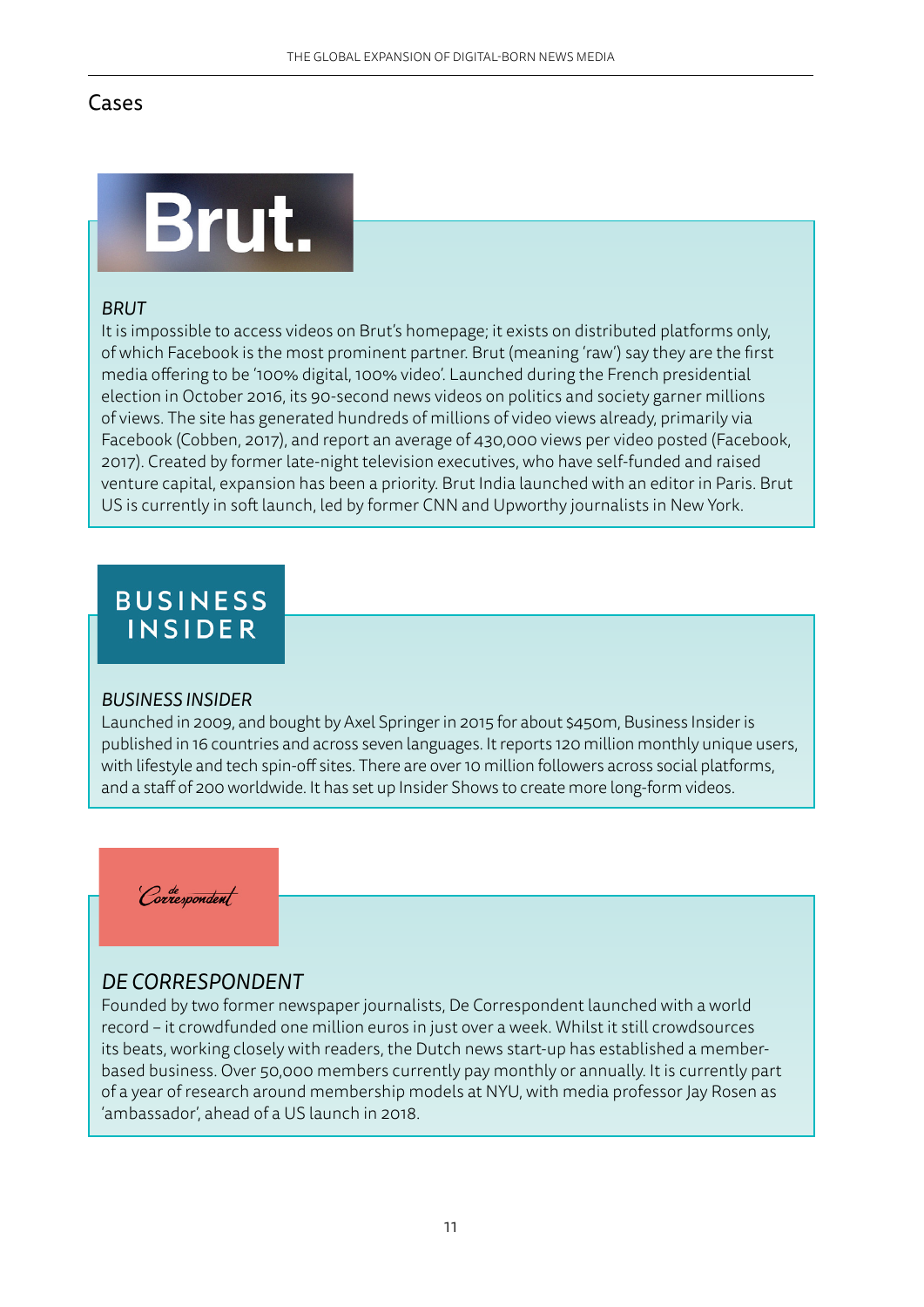## Cases

### *BRUT*

It is impossible to access videos on Brut's homepage; it exists on distributed platforms only, of which Facebook is the most prominent partner. Brut (meaning 'raw') say they are the first media offering to be '100% digital, 100% video'. Launched during the French presidential election in October 2016, its 90-second news videos on politics and society garner millions of views. The site has generated hundreds of millions of video views already, primarily via Facebook (Cobben, 2017), and report an average of 430,000 views per video posted (Facebook, 2017). Created by former late-night television executives, who have self-funded and raised venture capital, expansion has been a priority. Brut India launched with an editor in Paris. Brut US is currently in soft launch, led by former CNN and Upworthy journalists in New York.

### *BUSINESS INSIDER*

Launched in 2009, and bought by Axel Springer in 2015 for about $450m, Business Insider is published in 16 countries and across seven languages. It reports 120 million monthly unique users, with lifestyle and tech spin-off sites. There are over 10 million followers across social platforms, and a staff of 200 worldwide. It has set up Insider Shows to create more long-form videos.

### *DE CORRESPONDENT*

Founded by two former newspaper journalists, De Correspondent launched with a world record – it crowdfunded one million euros in just over a week. Whilst it still crowdsources its beats, working closely with readers, the Dutch news start-up has established a member-based business. Over 50,000 members currently pay monthly or annually. It is currently part of a year of research around membership models at NYU, with media professor Jay Rosen as 'ambassador', ahead of a US launch in 2018.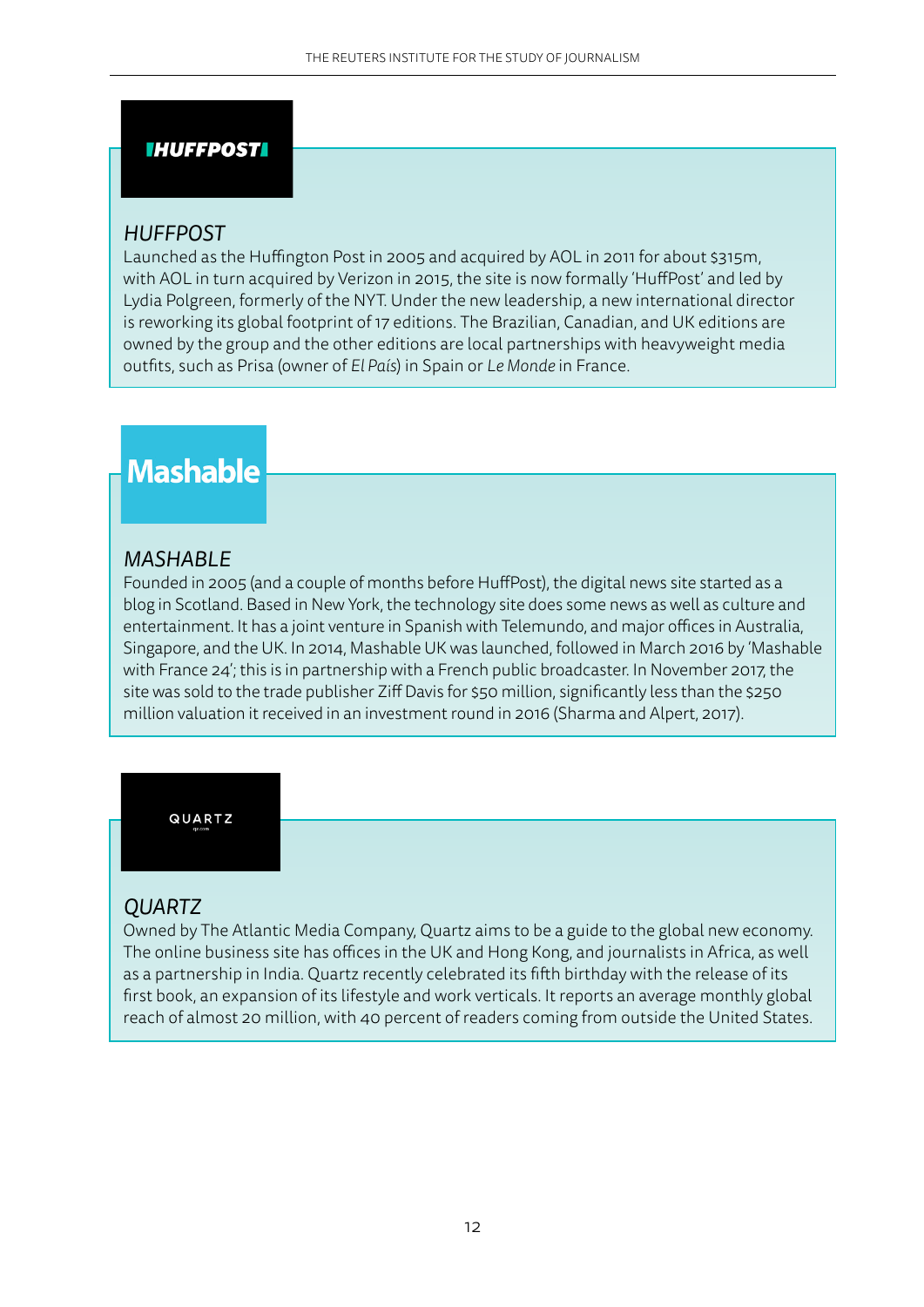## *HUFFPOST*

Launched as the Huffington Post in 2005 and acquired by AOL in 2011 for about $315m, with AOL in turn acquired by Verizon in 2015, the site is now formally 'HuffPost' and led by Lydia Polgreen, formerly of the NYT. Under the new leadership, a new international director is reworking its global footprint of 17 editions. The Brazilian, Canadian, and UK editions are owned by the group and the other editions are local partnerships with heavyweight media outfits, such as Prisa (owner of *El País*) in Spain or *Le Monde* in France.

## *MASHABLE*

Founded in 2005 (and a couple of months before HuffPost), the digital news site started as a blog in Scotland. Based in New York, the technology site does some news as well as culture and entertainment. It has a joint venture in Spanish with Telemundo, and major offices in Australia, Singapore, and the UK. In 2014, Mashable UK was launched, followed in March 2016 by 'Mashable with France 24'; this is in partnership with a French public broadcaster. In November 2017, the site was sold to the trade publisher Ziff Davis for $50 million, significantly less than the $250 million valuation it received in an investment round in 2016 (Sharma and Alpert, 2017).

## *QUARTZ*

Owned by The Atlantic Media Company, Quartz aims to be a guide to the global new economy. The online business site has offices in the UK and Hong Kong, and journalists in Africa, as well as a partnership in India. Quartz recently celebrated its fifth birthday with the release of its first book, an expansion of its lifestyle and work verticals. It reports an average monthly global reach of almost 20 million, with 40 percent of readers coming from outside the United States.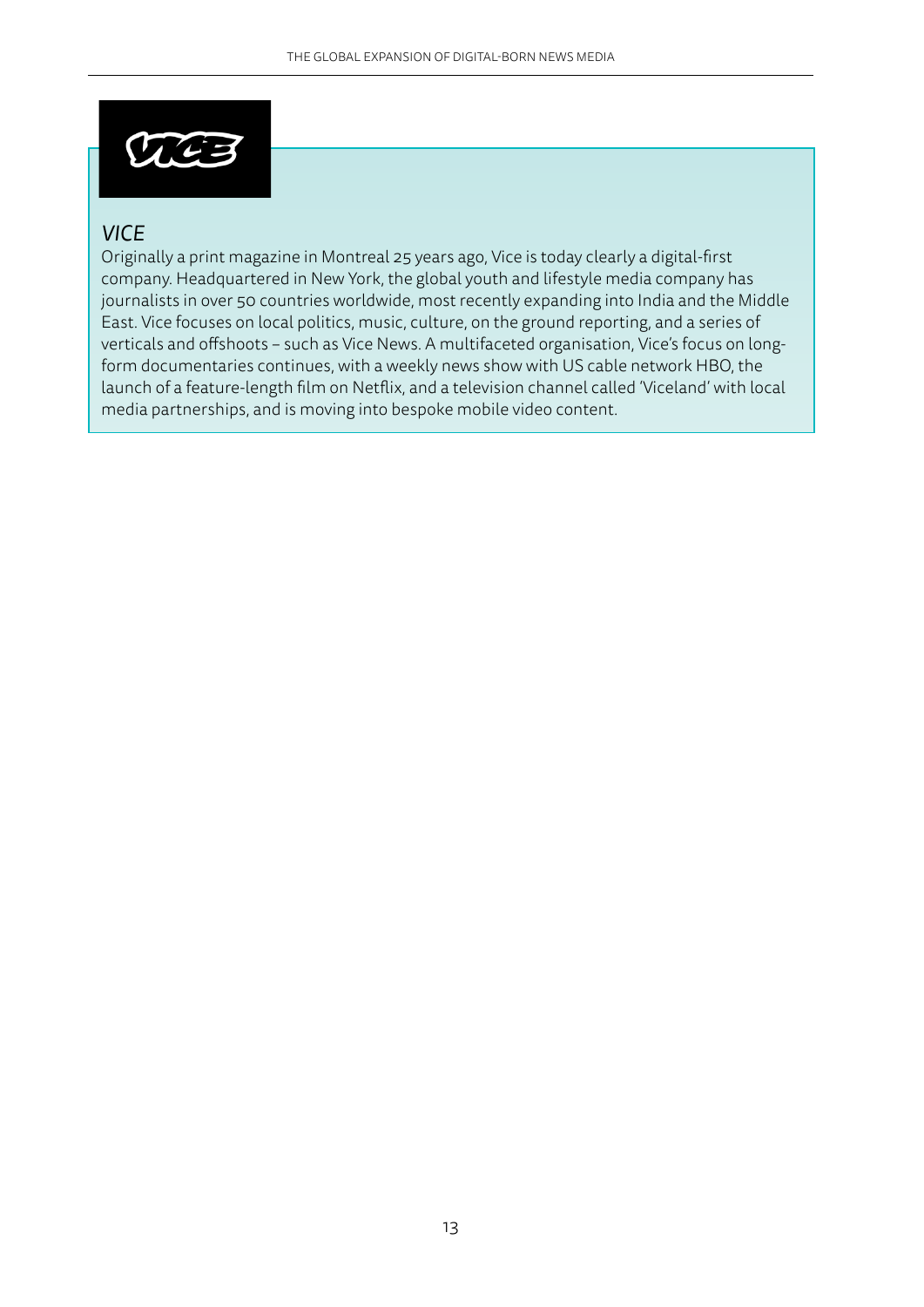## *VICE*

Originally a print magazine in Montreal 25 years ago, Vice is today clearly a digital-first company. Headquartered in New York, the global youth and lifestyle media company has journalists in over 50 countries worldwide, most recently expanding into India and the Middle East. Vice focuses on local politics, music, culture, on the ground reporting, and a series of verticals and offshoots – such as Vice News. A multifaceted organisation, Vice's focus on long-form documentaries continues, with a weekly news show with US cable network HBO, the launch of a feature-length film on Netflix, and a television channel called 'Viceland' with local media partnerships, and is moving into bespoke mobile video content.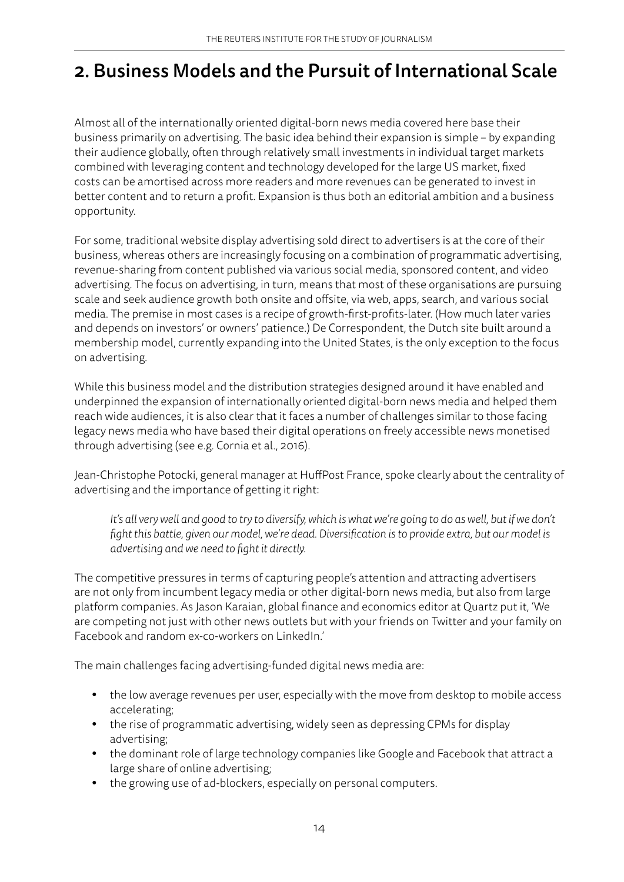## 2. Business Models and the Pursuit of International Scale

Almost all of the internationally oriented digital-born news media covered here base their business primarily on advertising. The basic idea behind their expansion is simple – by expanding their audience globally, often through relatively small investments in individual target markets combined with leveraging content and technology developed for the large US market, fixed costs can be amortised across more readers and more revenues can be generated to invest in better content and to return a profit. Expansion is thus both an editorial ambition and a business opportunity.

For some, traditional website display advertising sold direct to advertisers is at the core of their business, whereas others are increasingly focusing on a combination of programmatic advertising, revenue-sharing from content published via various social media, sponsored content, and video advertising. The focus on advertising, in turn, means that most of these organisations are pursuing scale and seek audience growth both onsite and offsite, via web, apps, search, and various social media. The premise in most cases is a recipe of growth-first-profits-later. (How much later varies and depends on investors' or owners' patience.) De Correspondent, the Dutch site built around a membership model, currently expanding into the United States, is the only exception to the focus on advertising.

While this business model and the distribution strategies designed around it have enabled and underpinned the expansion of internationally oriented digital-born news media and helped them reach wide audiences, it is also clear that it faces a number of challenges similar to those facing legacy news media who have based their digital operations on freely accessible news monetised through advertising (see e.g. Cornia et al., 2016).

Jean-Christophe Potocki, general manager at HuffPost France, spoke clearly about the centrality of advertising and the importance of getting it right:

> *It's all very well and good to try to diversify, which is what we're going to do as well, but if we don't fight this battle, given our model, we're dead. Diversification is to provide extra, but our model is advertising and we need to fight it directly.*

The competitive pressures in terms of capturing people's attention and attracting advertisers are not only from incumbent legacy media or other digital-born news media, but also from large platform companies. As Jason Karaian, global finance and economics editor at Quartz put it, 'We are competing not just with other news outlets but with your friends on Twitter and your family on Facebook and random ex-co-workers on LinkedIn.'

The main challenges facing advertising-funded digital news media are:

- the low average revenues per user, especially with the move from desktop to mobile access accelerating;
- the rise of programmatic advertising, widely seen as depressing CPMs for display advertising;
- the dominant role of large technology companies like Google and Facebook that attract a large share of online advertising;
- the growing use of ad-blockers, especially on personal computers.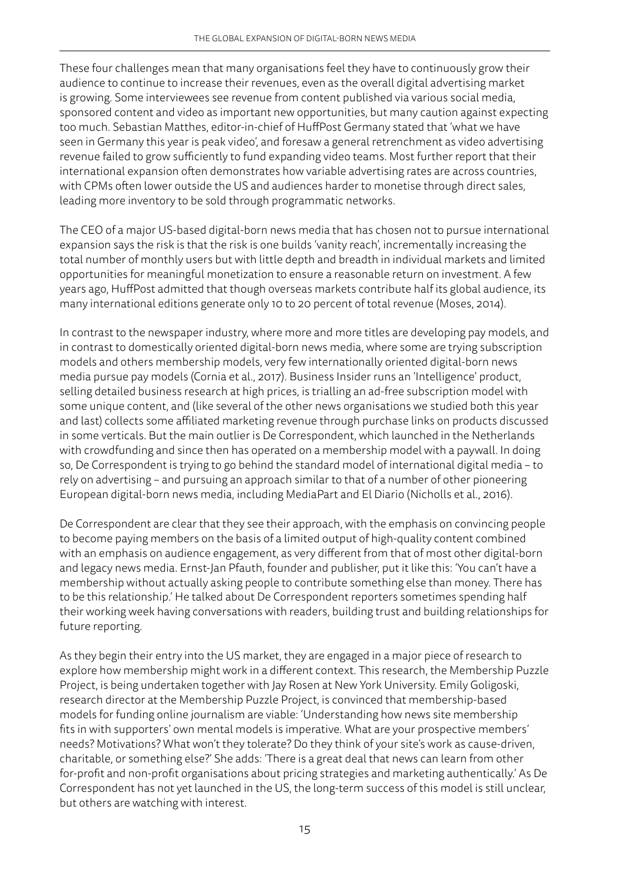These four challenges mean that many organisations feel they have to continuously grow their audience to continue to increase their revenues, even as the overall digital advertising market is growing. Some interviewees see revenue from content published via various social media, sponsored content and video as important new opportunities, but many caution against expecting too much. Sebastian Matthes, editor-in-chief of HuffPost Germany stated that 'what we have seen in Germany this year is peak video', and foresaw a general retrenchment as video advertising revenue failed to grow sufficiently to fund expanding video teams. Most further report that their international expansion often demonstrates how variable advertising rates are across countries, with CPMs often lower outside the US and audiences harder to monetise through direct sales, leading more inventory to be sold through programmatic networks.

The CEO of a major US-based digital-born news media that has chosen not to pursue international expansion says the risk is that the risk is one builds 'vanity reach', incrementally increasing the total number of monthly users but with little depth and breadth in individual markets and limited opportunities for meaningful monetization to ensure a reasonable return on investment. A few years ago, HuffPost admitted that though overseas markets contribute half its global audience, its many international editions generate only 10 to 20 percent of total revenue (Moses, 2014).

In contrast to the newspaper industry, where more and more titles are developing pay models, and in contrast to domestically oriented digital-born news media, where some are trying subscription models and others membership models, very few internationally oriented digital-born news media pursue pay models (Cornia et al., 2017). Business Insider runs an 'Intelligence' product, selling detailed business research at high prices, is trialling an ad-free subscription model with some unique content, and (like several of the other news organisations we studied both this year and last) collects some affiliated marketing revenue through purchase links on products discussed in some verticals. But the main outlier is De Correspondent, which launched in the Netherlands with crowdfunding and since then has operated on a membership model with a paywall. In doing so, De Correspondent is trying to go behind the standard model of international digital media – to rely on advertising – and pursuing an approach similar to that of a number of other pioneering European digital-born news media, including MediaPart and El Diario (Nicholls et al., 2016).

De Correspondent are clear that they see their approach, with the emphasis on convincing people to become paying members on the basis of a limited output of high-quality content combined with an emphasis on audience engagement, as very different from that of most other digital-born and legacy news media. Ernst-Jan Pfauth, founder and publisher, put it like this: 'You can't have a membership without actually asking people to contribute something else than money. There has to be this relationship.' He talked about De Correspondent reporters sometimes spending half their working week having conversations with readers, building trust and building relationships for future reporting.

As they begin their entry into the US market, they are engaged in a major piece of research to explore how membership might work in a different context. This research, the Membership Puzzle Project, is being undertaken together with Jay Rosen at New York University. Emily Goligoski, research director at the Membership Puzzle Project, is convinced that membership-based models for funding online journalism are viable: 'Understanding how news site membership fits in with supporters' own mental models is imperative. What are your prospective members' needs? Motivations? What won't they tolerate? Do they think of your site's work as cause-driven, charitable, or something else?' She adds: 'There is a great deal that news can learn from other for-profit and non-profit organisations about pricing strategies and marketing authentically.' As De Correspondent has not yet launched in the US, the long-term success of this model is still unclear, but others are watching with interest.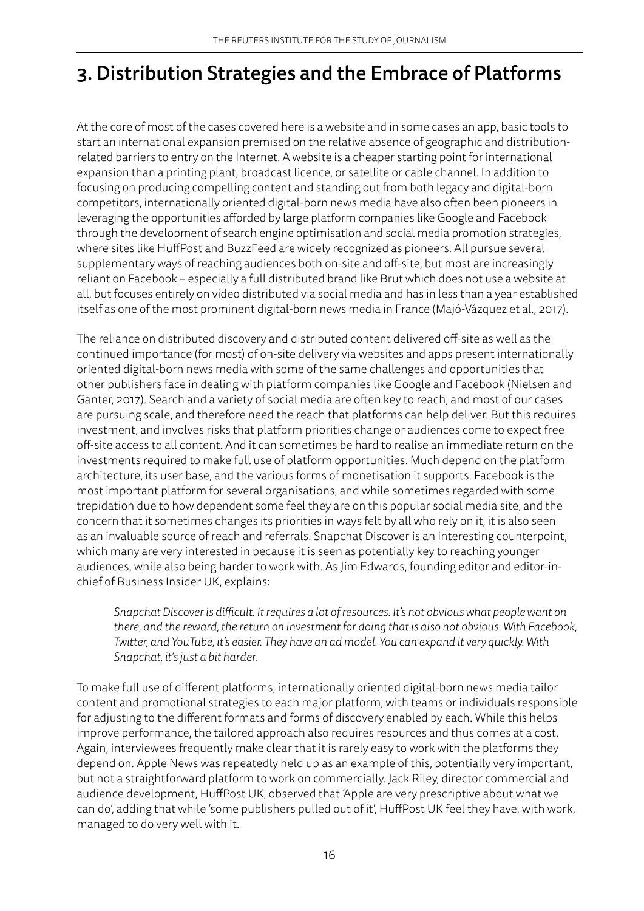# 3. Distribution Strategies and the Embrace of Platforms

At the core of most of the cases covered here is a website and in some cases an app, basic tools to start an international expansion premised on the relative absence of geographic and distribution-related barriers to entry on the Internet. A website is a cheaper starting point for international expansion than a printing plant, broadcast licence, or satellite or cable channel. In addition to focusing on producing compelling content and standing out from both legacy and digital-born competitors, internationally oriented digital-born news media have also often been pioneers in leveraging the opportunities afforded by large platform companies like Google and Facebook through the development of search engine optimisation and social media promotion strategies, where sites like HuffPost and BuzzFeed are widely recognized as pioneers. All pursue several supplementary ways of reaching audiences both on-site and off-site, but most are increasingly reliant on Facebook – especially a full distributed brand like Brut which does not use a website at all, but focuses entirely on video distributed via social media and has in less than a year established itself as one of the most prominent digital-born news media in France (Majó-Vázquez et al., 2017).

The reliance on distributed discovery and distributed content delivered off-site as well as the continued importance (for most) of on-site delivery via websites and apps present internationally oriented digital-born news media with some of the same challenges and opportunities that other publishers face in dealing with platform companies like Google and Facebook (Nielsen and Ganter, 2017). Search and a variety of social media are often key to reach, and most of our cases are pursuing scale, and therefore need the reach that platforms can help deliver. But this requires investment, and involves risks that platform priorities change or audiences come to expect free off-site access to all content. And it can sometimes be hard to realise an immediate return on the investments required to make full use of platform opportunities. Much depend on the platform architecture, its user base, and the various forms of monetisation it supports. Facebook is the most important platform for several organisations, and while sometimes regarded with some trepidation due to how dependent some feel they are on this popular social media site, and the concern that it sometimes changes its priorities in ways felt by all who rely on it, it is also seen as an invaluable source of reach and referrals. Snapchat Discover is an interesting counterpoint, which many are very interested in because it is seen as potentially key to reaching younger audiences, while also being harder to work with. As Jim Edwards, founding editor and editor-in-chief of Business Insider UK, explains:

> *Snapchat Discover is difficult. It requires a lot of resources. It's not obvious what people want on there, and the reward, the return on investment for doing that is also not obvious. With Facebook, Twitter, and YouTube, it's easier. They have an ad model. You can expand it very quickly. With Snapchat, it's just a bit harder.*

To make full use of different platforms, internationally oriented digital-born news media tailor content and promotional strategies to each major platform, with teams or individuals responsible for adjusting to the different formats and forms of discovery enabled by each. While this helps improve performance, the tailored approach also requires resources and thus comes at a cost. Again, interviewees frequently make clear that it is rarely easy to work with the platforms they depend on. Apple News was repeatedly held up as an example of this, potentially very important, but not a straightforward platform to work on commercially. Jack Riley, director commercial and audience development, HuffPost UK, observed that 'Apple are very prescriptive about what we can do', adding that while 'some publishers pulled out of it', HuffPost UK feel they have, with work, managed to do very well with it.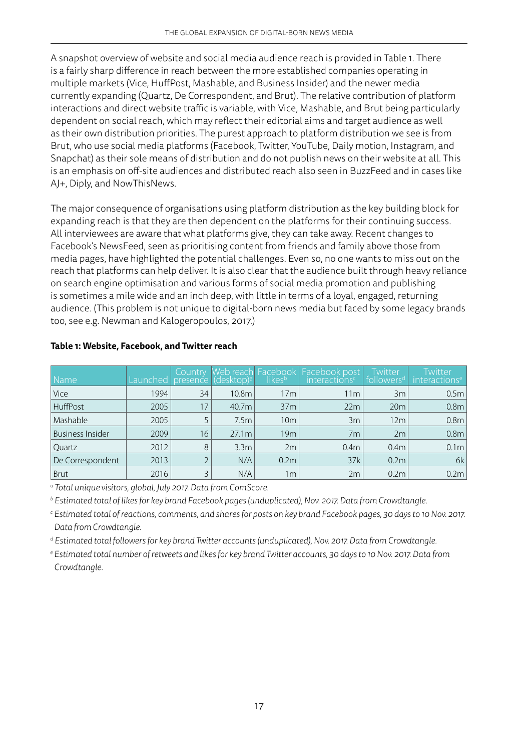A snapshot overview of website and social media audience reach is provided in Table 1. There is a fairly sharp difference in reach between the more established companies operating in multiple markets (Vice, HuffPost, Mashable, and Business Insider) and the newer media currently expanding (Quartz, De Correspondent, and Brut). The relative contribution of platform interactions and direct website traffic is variable, with Vice, Mashable, and Brut being particularly dependent on social reach, which may reflect their editorial aims and target audience as well as their own distribution priorities. The purest approach to platform distribution we see is from Brut, who use social media platforms (Facebook, Twitter, YouTube, Daily motion, Instagram, and Snapchat) as their sole means of distribution and do not publish news on their website at all. This is an emphasis on off-site audiences and distributed reach also seen in BuzzFeed and in cases like AJ+, Diply, and NowThisNews.

The major consequence of organisations using platform distribution as the key building block for expanding reach is that they are then dependent on the platforms for their continuing success. All interviewees are aware that what platforms give, they can take away. Recent changes to Facebook's NewsFeed, seen as prioritising content from friends and family above those from media pages, have highlighted the potential challenges. Even so, no one wants to miss out on the reach that platforms can help deliver. It is also clear that the audience built through heavy reliance on search engine optimisation and various forms of social media promotion and publishing is sometimes a mile wide and an inch deep, with little in terms of a loyal, engaged, returning audience. (This problem is not unique to digital-born news media but faced by some legacy brands too, see e.g. Newman and Kalogeropoulos, 2017.)

**Table 1: Website, Facebook, and Twitter reach**

| Name | Launched | Country presence | Web reach (desktop)[a] | Facebook likes[b] | Facebook post interactions[c] | Twitter followers[d] | Twitter interactions[e] |
|---|---|---|---|---|---|---|---|
| Vice | 1994 | 34 | 10.8m | 17m | 11m | 3m | 0.5m |
| HuffPost | 2005 | 17 | 40.7m | 37m | 22m | 20m | 0.8m |
| Mashable | 2005 | 5 | 7.5m | 10m | 3m | 12m | 0.8m |
| Business Insider | 2009 | 16 | 27.1m | 19m | 7m | 2m | 0.8m |
| Quartz | 2012 | 8 | 3.3m | 2m | 0.4m | 0.4m | 0.1m |
| De Correspondent | 2013 | 2 | N/A | 0.2m | 37k | 0.2m | 6k |
| Brut | 2016 | 3 | N/A | 1m | 2m | 0.2m | 0.2m |

[a] *Total unique visitors, global, July 2017. Data from ComScore.*

[b] *Estimated total of likes for key brand Facebook pages (unduplicated), Nov. 2017. Data from Crowdtangle.*

[c] *Estimated total of reactions, comments, and shares for posts on key brand Facebook pages, 30 days to 10 Nov. 2017. Data from Crowdtangle.*

[d] *Estimated total followers for key brand Twitter accounts (unduplicated), Nov. 2017. Data from Crowdtangle.*

[e] *Estimated total number of retweets and likes for key brand Twitter accounts, 30 days to 10 Nov. 2017. Data from Crowdtangle.*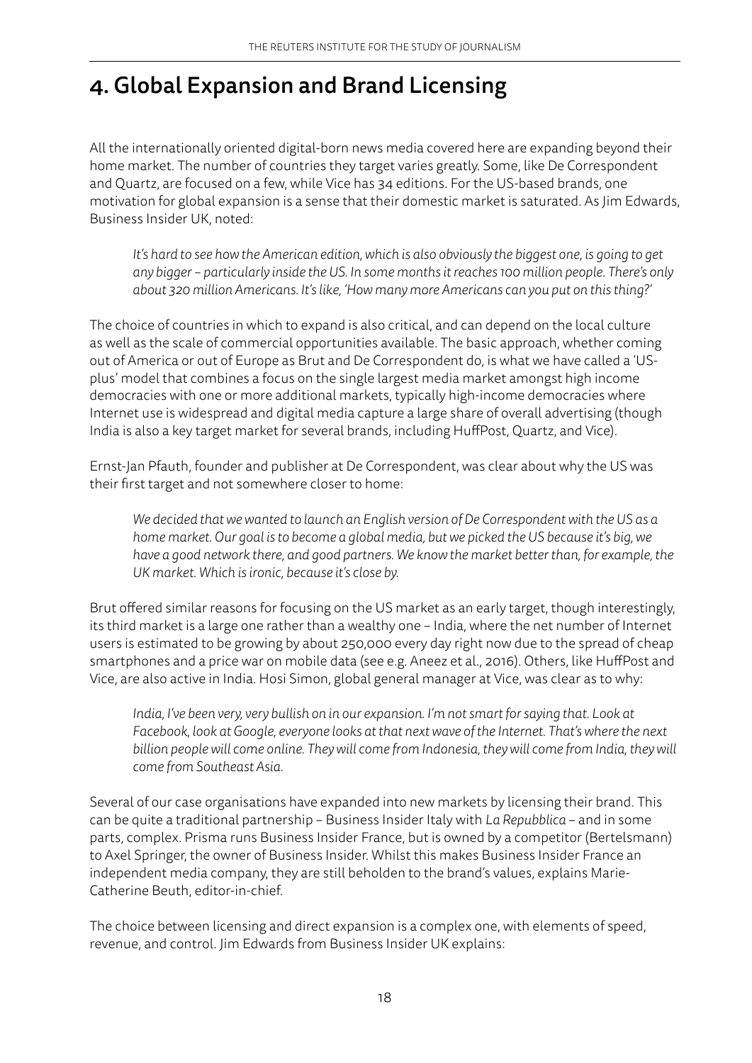# 4. Global Expansion and Brand Licensing

All the internationally oriented digital-born news media covered here are expanding beyond their home market. The number of countries they target varies greatly. Some, like De Correspondent and Quartz, are focused on a few, while Vice has 34 editions. For the US-based brands, one motivation for global expansion is a sense that their domestic market is saturated. As Jim Edwards, Business Insider UK, noted:

> *It's hard to see how the American edition, which is also obviously the biggest one, is going to get any bigger – particularly inside the US. In some months it reaches 100 million people. There's only about 320 million Americans. It's like, 'How many more Americans can you put on this thing?'*

The choice of countries in which to expand is also critical, and can depend on the local culture as well as the scale of commercial opportunities available. The basic approach, whether coming out of America or out of Europe as Brut and De Correspondent do, is what we have called a 'US-plus' model that combines a focus on the single largest media market amongst high income democracies with one or more additional markets, typically high-income democracies where Internet use is widespread and digital media capture a large share of overall advertising (though India is also a key target market for several brands, including HuffPost, Quartz, and Vice).

Ernst-Jan Pfauth, founder and publisher at De Correspondent, was clear about why the US was their first target and not somewhere closer to home:

> *We decided that we wanted to launch an English version of De Correspondent with the US as a home market. Our goal is to become a global media, but we picked the US because it's big, we have a good network there, and good partners. We know the market better than, for example, the UK market. Which is ironic, because it's close by.*

Brut offered similar reasons for focusing on the US market as an early target, though interestingly, its third market is a large one rather than a wealthy one – India, where the net number of Internet users is estimated to be growing by about 250,000 every day right now due to the spread of cheap smartphones and a price war on mobile data (see e.g. Aneez et al., 2016). Others, like HuffPost and Vice, are also active in India. Hosi Simon, global general manager at Vice, was clear as to why:

> *India, I've been very, very bullish on in our expansion. I'm not smart for saying that. Look at Facebook, look at Google, everyone looks at that next wave of the Internet. That's where the next billion people will come online. They will come from Indonesia, they will come from India, they will come from Southeast Asia.*

Several of our case organisations have expanded into new markets by licensing their brand. This can be quite a traditional partnership – Business Insider Italy with *La Repubblica* – and in some parts, complex. Prisma runs Business Insider France, but is owned by a competitor (Bertelsmann) to Axel Springer, the owner of Business Insider. Whilst this makes Business Insider France an independent media company, they are still beholden to the brand's values, explains Marie-Catherine Beuth, editor-in-chief.

The choice between licensing and direct expansion is a complex one, with elements of speed, revenue, and control. Jim Edwards from Business Insider UK explains: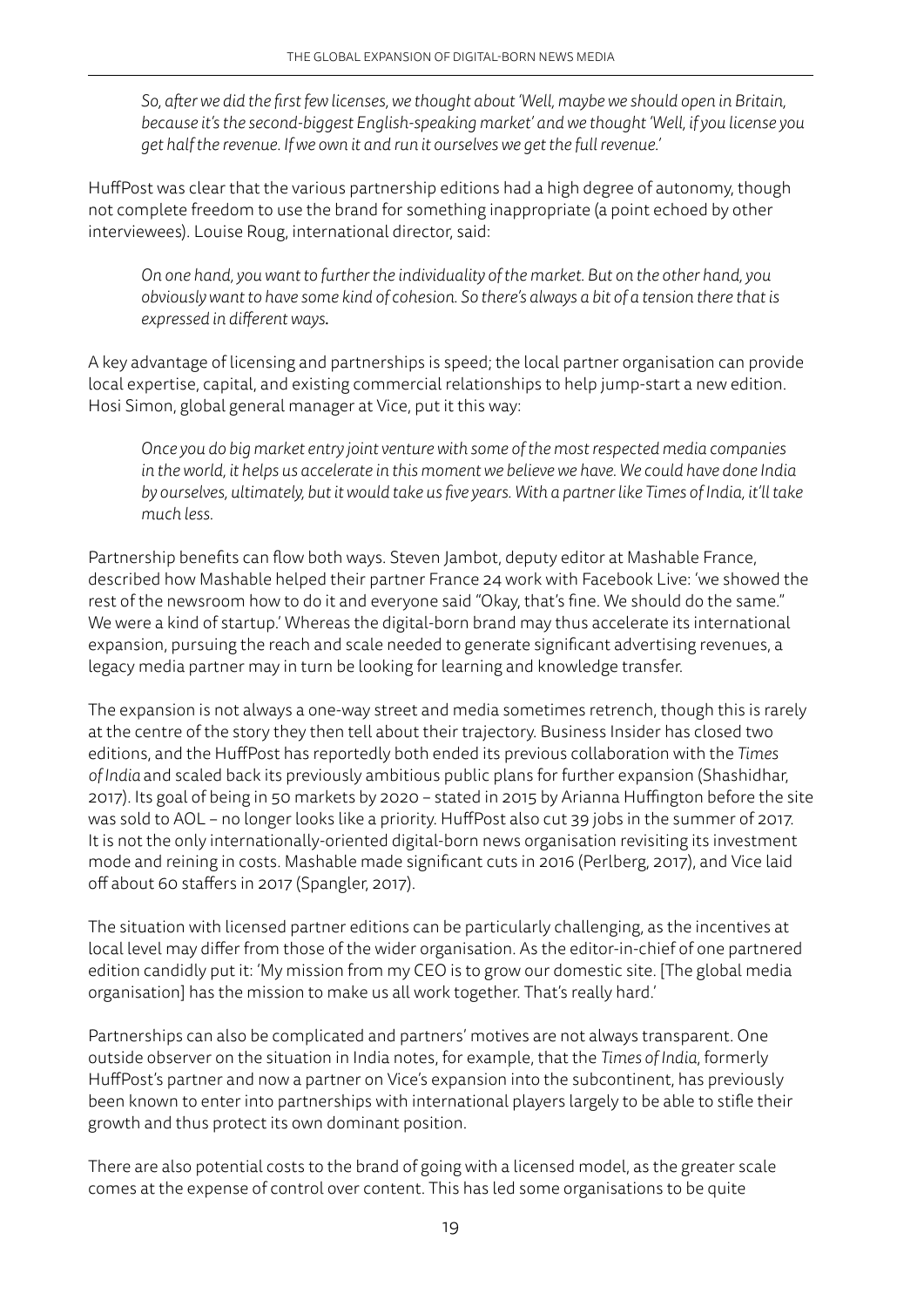> *So, after we did the first few licenses, we thought about 'Well, maybe we should open in Britain, because it's the second-biggest English-speaking market' and we thought 'Well, if you license you get half the revenue. If we own it and run it ourselves we get the full revenue.'*

HuffPost was clear that the various partnership editions had a high degree of autonomy, though not complete freedom to use the brand for something inappropriate (a point echoed by other interviewees). Louise Roug, international director, said:

> *On one hand, you want to further the individuality of the market. But on the other hand, you obviously want to have some kind of cohesion. So there's always a bit of a tension there that is expressed in different ways.*

A key advantage of licensing and partnerships is speed; the local partner organisation can provide local expertise, capital, and existing commercial relationships to help jump-start a new edition. Hosi Simon, global general manager at Vice, put it this way:

> *Once you do big market entry joint venture with some of the most respected media companies in the world, it helps us accelerate in this moment we believe we have. We could have done India by ourselves, ultimately, but it would take us five years. With a partner like Times of India, it'll take much less.*

Partnership benefits can flow both ways. Steven Jambot, deputy editor at Mashable France, described how Mashable helped their partner France 24 work with Facebook Live: 'we showed the rest of the newsroom how to do it and everyone said "Okay, that's fine. We should do the same." We were a kind of startup.' Whereas the digital-born brand may thus accelerate its international expansion, pursuing the reach and scale needed to generate significant advertising revenues, a legacy media partner may in turn be looking for learning and knowledge transfer.

The expansion is not always a one-way street and media sometimes retrench, though this is rarely at the centre of the story they then tell about their trajectory. Business Insider has closed two editions, and the HuffPost has reportedly both ended its previous collaboration with the *Times of India* and scaled back its previously ambitious public plans for further expansion (Shashidhar, 2017). Its goal of being in 50 markets by 2020 – stated in 2015 by Arianna Huffington before the site was sold to AOL – no longer looks like a priority. HuffPost also cut 39 jobs in the summer of 2017. It is not the only internationally-oriented digital-born news organisation revisiting its investment mode and reining in costs. Mashable made significant cuts in 2016 (Perlberg, 2017), and Vice laid off about 60 staffers in 2017 (Spangler, 2017).

The situation with licensed partner editions can be particularly challenging, as the incentives at local level may differ from those of the wider organisation. As the editor-in-chief of one partnered edition candidly put it: 'My mission from my CEO is to grow our domestic site. [The global media organisation] has the mission to make us all work together. That's really hard.'

Partnerships can also be complicated and partners' motives are not always transparent. One outside observer on the situation in India notes, for example, that the *Times of India*, formerly HuffPost's partner and now a partner on Vice's expansion into the subcontinent, has previously been known to enter into partnerships with international players largely to be able to stifle their growth and thus protect its own dominant position.

There are also potential costs to the brand of going with a licensed model, as the greater scale comes at the expense of control over content. This has led some organisations to be quite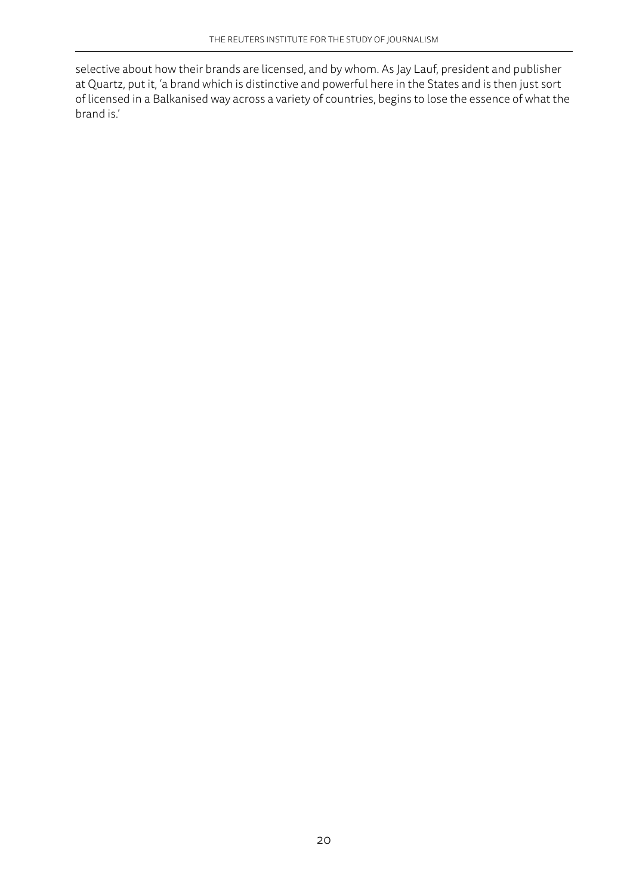selective about how their brands are licensed, and by whom. As Jay Lauf, president and publisher at Quartz, put it, 'a brand which is distinctive and powerful here in the States and is then just sort of licensed in a Balkanised way across a variety of countries, begins to lose the essence of what the brand is.'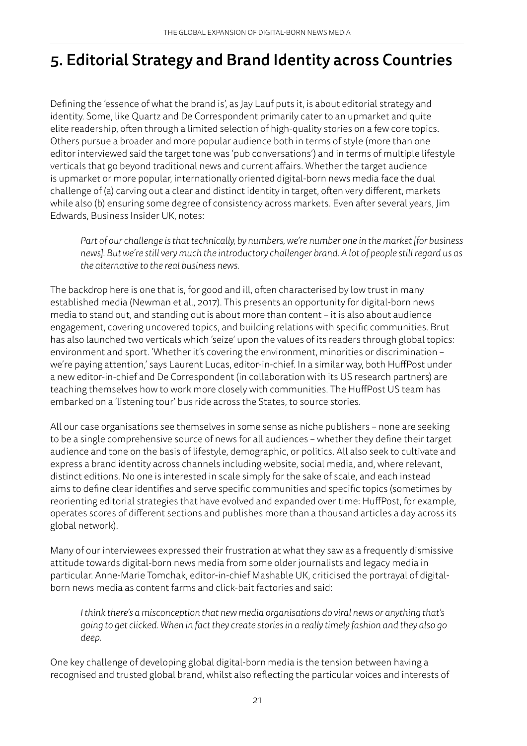## 5. Editorial Strategy and Brand Identity across Countries

Defining the 'essence of what the brand is', as Jay Lauf puts it, is about editorial strategy and identity. Some, like Quartz and De Correspondent primarily cater to an upmarket and quite elite readership, often through a limited selection of high-quality stories on a few core topics. Others pursue a broader and more popular audience both in terms of style (more than one editor interviewed said the target tone was 'pub conversations') and in terms of multiple lifestyle verticals that go beyond traditional news and current affairs. Whether the target audience is upmarket or more popular, internationally oriented digital-born news media face the dual challenge of (a) carving out a clear and distinct identity in target, often very different, markets while also (b) ensuring some degree of consistency across markets. Even after several years, Jim Edwards, Business Insider UK, notes:

> *Part of our challenge is that technically, by numbers, we're number one in the market [for business news]. But we're still very much the introductory challenger brand. A lot of people still regard us as the alternative to the real business news.*

The backdrop here is one that is, for good and ill, often characterised by low trust in many established media (Newman et al., 2017). This presents an opportunity for digital-born news media to stand out, and standing out is about more than content – it is also about audience engagement, covering uncovered topics, and building relations with specific communities. Brut has also launched two verticals which 'seize' upon the values of its readers through global topics: environment and sport. 'Whether it's covering the environment, minorities or discrimination – we're paying attention,' says Laurent Lucas, editor-in-chief. In a similar way, both HuffPost under a new editor-in-chief and De Correspondent (in collaboration with its US research partners) are teaching themselves how to work more closely with communities. The HuffPost US team has embarked on a 'listening tour' bus ride across the States, to source stories.

All our case organisations see themselves in some sense as niche publishers – none are seeking to be a single comprehensive source of news for all audiences – whether they define their target audience and tone on the basis of lifestyle, demographic, or politics. All also seek to cultivate and express a brand identity across channels including website, social media, and, where relevant, distinct editions. No one is interested in scale simply for the sake of scale, and each instead aims to define clear identifies and serve specific communities and specific topics (sometimes by reorienting editorial strategies that have evolved and expanded over time: HuffPost, for example, operates scores of different sections and publishes more than a thousand articles a day across its global network).

Many of our interviewees expressed their frustration at what they saw as a frequently dismissive attitude towards digital-born news media from some older journalists and legacy media in particular. Anne-Marie Tomchak, editor-in-chief Mashable UK, criticised the portrayal of digital-born news media as content farms and click-bait factories and said:

> *I think there's a misconception that new media organisations do viral news or anything that's going to get clicked. When in fact they create stories in a really timely fashion and they also go deep.*

One key challenge of developing global digital-born media is the tension between having a recognised and trusted global brand, whilst also reflecting the particular voices and interests of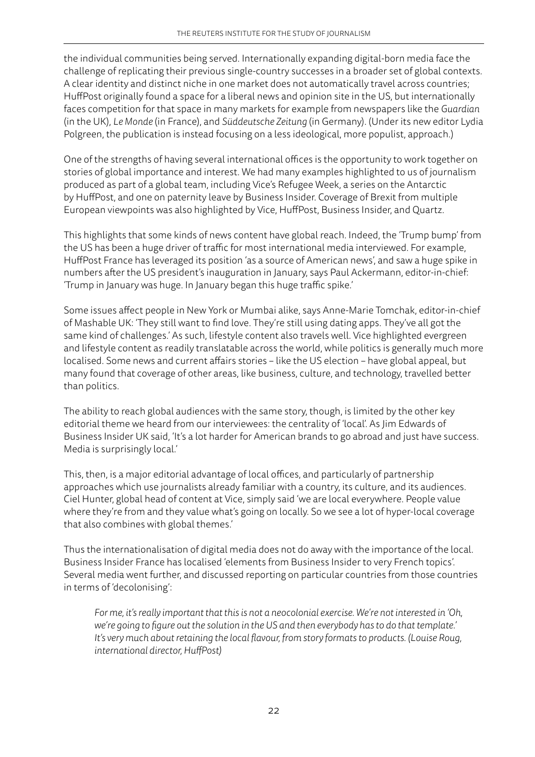the individual communities being served. Internationally expanding digital-born media face the challenge of replicating their previous single-country successes in a broader set of global contexts. A clear identity and distinct niche in one market does not automatically travel across countries; HuffPost originally found a space for a liberal news and opinion site in the US, but internationally faces competition for that space in many markets for example from newspapers like the *Guardian* (in the UK), *Le Monde* (in France), and *Süddeutsche Zeitung* (in Germany). (Under its new editor Lydia Polgreen, the publication is instead focusing on a less ideological, more populist, approach.)

One of the strengths of having several international offices is the opportunity to work together on stories of global importance and interest. We had many examples highlighted to us of journalism produced as part of a global team, including Vice's Refugee Week, a series on the Antarctic by HuffPost, and one on paternity leave by Business Insider. Coverage of Brexit from multiple European viewpoints was also highlighted by Vice, HuffPost, Business Insider, and Quartz.

This highlights that some kinds of news content have global reach. Indeed, the 'Trump bump' from the US has been a huge driver of traffic for most international media interviewed. For example, HuffPost France has leveraged its position 'as a source of American news', and saw a huge spike in numbers after the US president's inauguration in January, says Paul Ackermann, editor-in-chief: 'Trump in January was huge. In January began this huge traffic spike.'

Some issues affect people in New York or Mumbai alike, says Anne-Marie Tomchak, editor-in-chief of Mashable UK: 'They still want to find love. They're still using dating apps. They've all got the same kind of challenges.' As such, lifestyle content also travels well. Vice highlighted evergreen and lifestyle content as readily translatable across the world, while politics is generally much more localised. Some news and current affairs stories – like the US election – have global appeal, but many found that coverage of other areas, like business, culture, and technology, travelled better than politics.

The ability to reach global audiences with the same story, though, is limited by the other key editorial theme we heard from our interviewees: the centrality of 'local'. As Jim Edwards of Business Insider UK said, 'It's a lot harder for American brands to go abroad and just have success. Media is surprisingly local.'

This, then, is a major editorial advantage of local offices, and particularly of partnership approaches which use journalists already familiar with a country, its culture, and its audiences. Ciel Hunter, global head of content at Vice, simply said 'we are local everywhere. People value where they're from and they value what's going on locally. So we see a lot of hyper-local coverage that also combines with global themes.'

Thus the internationalisation of digital media does not do away with the importance of the local. Business Insider France has localised 'elements from Business Insider to very French topics'. Several media went further, and discussed reporting on particular countries from those countries in terms of 'decolonising':

> *For me, it's really important that this is not a neocolonial exercise. We're not interested in 'Oh, we're going to figure out the solution in the US and then everybody has to do that template.' It's very much about retaining the local flavour, from story formats to products. (Louise Roug, international director, HuffPost)*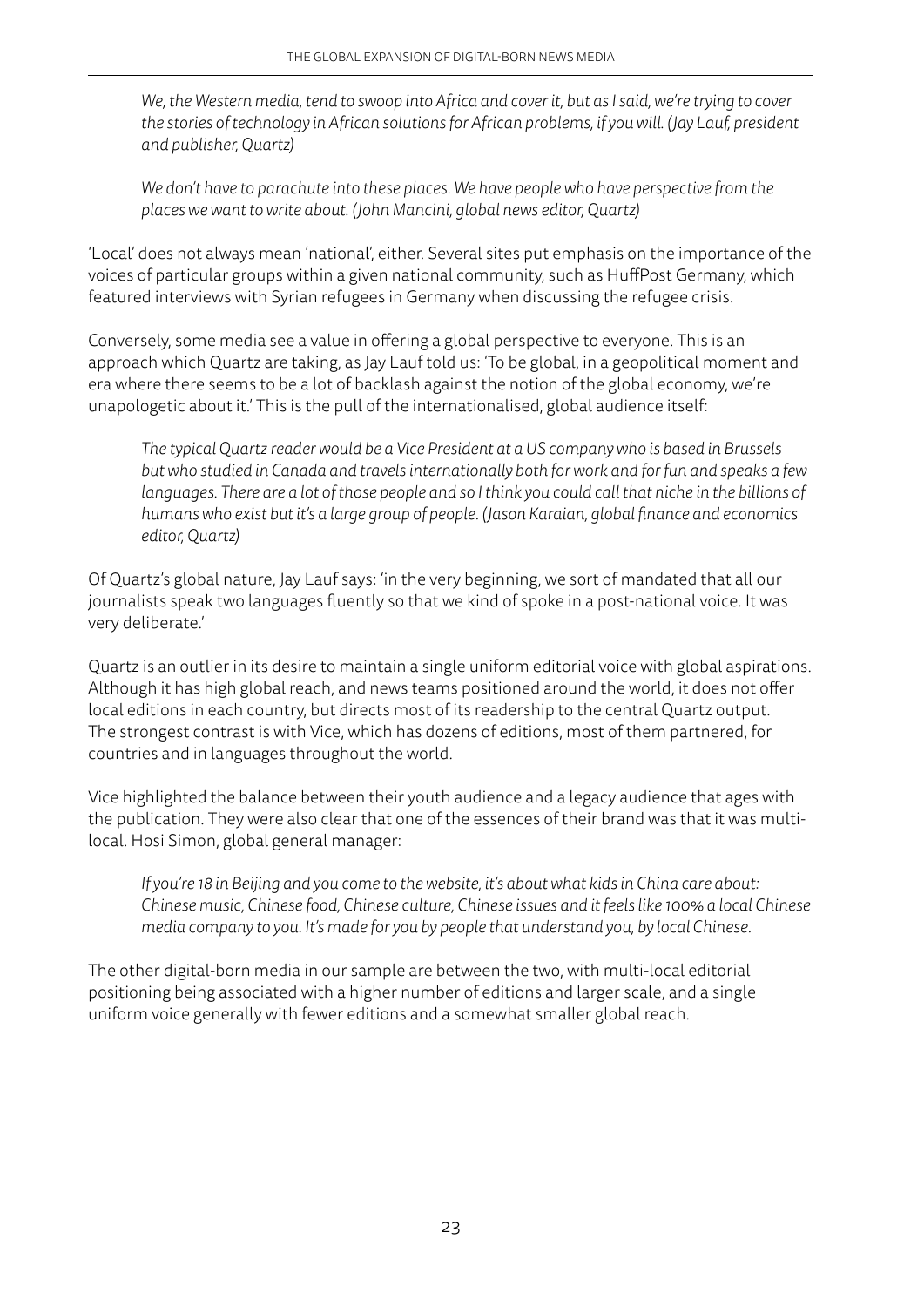*We, the Western media, tend to swoop into Africa and cover it, but as I said, we're trying to cover the stories of technology in African solutions for African problems, if you will. (Jay Lauf, president and publisher, Quartz)*

*We don't have to parachute into these places. We have people who have perspective from the places we want to write about. (John Mancini, global news editor, Quartz)*

'Local' does not always mean 'national', either. Several sites put emphasis on the importance of the voices of particular groups within a given national community, such as HuffPost Germany, which featured interviews with Syrian refugees in Germany when discussing the refugee crisis.

Conversely, some media see a value in offering a global perspective to everyone. This is an approach which Quartz are taking, as Jay Lauf told us: 'To be global, in a geopolitical moment and era where there seems to be a lot of backlash against the notion of the global economy, we're unapologetic about it.' This is the pull of the internationalised, global audience itself:

*The typical Quartz reader would be a Vice President at a US company who is based in Brussels but who studied in Canada and travels internationally both for work and for fun and speaks a few languages. There are a lot of those people and so I think you could call that niche in the billions of humans who exist but it's a large group of people. (Jason Karaian, global finance and economics editor, Quartz)*

Of Quartz's global nature, Jay Lauf says: 'in the very beginning, we sort of mandated that all our journalists speak two languages fluently so that we kind of spoke in a post-national voice. It was very deliberate.'

Quartz is an outlier in its desire to maintain a single uniform editorial voice with global aspirations. Although it has high global reach, and news teams positioned around the world, it does not offer local editions in each country, but directs most of its readership to the central Quartz output. The strongest contrast is with Vice, which has dozens of editions, most of them partnered, for countries and in languages throughout the world.

Vice highlighted the balance between their youth audience and a legacy audience that ages with the publication. They were also clear that one of the essences of their brand was that it was multi-local. Hosi Simon, global general manager:

*If you're 18 in Beijing and you come to the website, it's about what kids in China care about: Chinese music, Chinese food, Chinese culture, Chinese issues and it feels like 100% a local Chinese media company to you. It's made for you by people that understand you, by local Chinese.*

The other digital-born media in our sample are between the two, with multi-local editorial positioning being associated with a higher number of editions and larger scale, and a single uniform voice generally with fewer editions and a somewhat smaller global reach.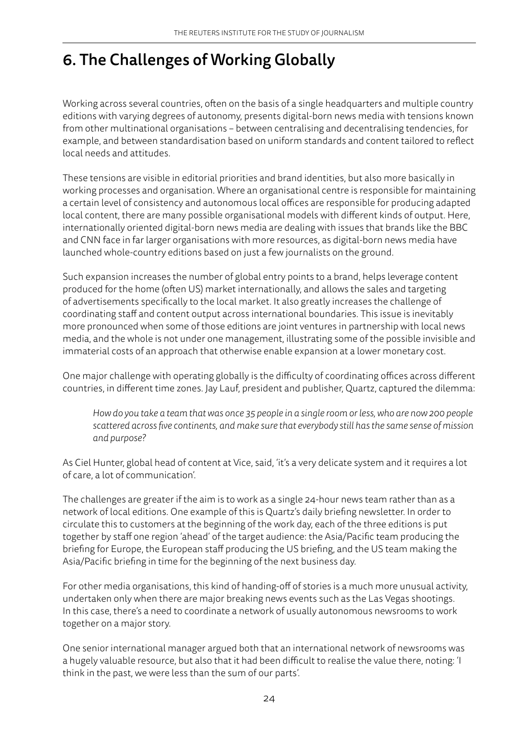# 6. The Challenges of Working Globally

Working across several countries, often on the basis of a single headquarters and multiple country editions with varying degrees of autonomy, presents digital-born news media with tensions known from other multinational organisations – between centralising and decentralising tendencies, for example, and between standardisation based on uniform standards and content tailored to reflect local needs and attitudes.

These tensions are visible in editorial priorities and brand identities, but also more basically in working processes and organisation. Where an organisational centre is responsible for maintaining a certain level of consistency and autonomous local offices are responsible for producing adapted local content, there are many possible organisational models with different kinds of output. Here, internationally oriented digital-born news media are dealing with issues that brands like the BBC and CNN face in far larger organisations with more resources, as digital-born news media have launched whole-country editions based on just a few journalists on the ground.

Such expansion increases the number of global entry points to a brand, helps leverage content produced for the home (often US) market internationally, and allows the sales and targeting of advertisements specifically to the local market. It also greatly increases the challenge of coordinating staff and content output across international boundaries. This issue is inevitably more pronounced when some of those editions are joint ventures in partnership with local news media, and the whole is not under one management, illustrating some of the possible invisible and immaterial costs of an approach that otherwise enable expansion at a lower monetary cost.

One major challenge with operating globally is the difficulty of coordinating offices across different countries, in different time zones. Jay Lauf, president and publisher, Quartz, captured the dilemma:

> *How do you take a team that was once 35 people in a single room or less, who are now 200 people scattered across five continents, and make sure that everybody still has the same sense of mission and purpose?*

As Ciel Hunter, global head of content at Vice, said, 'it's a very delicate system and it requires a lot of care, a lot of communication'.

The challenges are greater if the aim is to work as a single 24-hour news team rather than as a network of local editions. One example of this is Quartz's daily briefing newsletter. In order to circulate this to customers at the beginning of the work day, each of the three editions is put together by staff one region 'ahead' of the target audience: the Asia/Pacific team producing the briefing for Europe, the European staff producing the US briefing, and the US team making the Asia/Pacific briefing in time for the beginning of the next business day.

For other media organisations, this kind of handing-off of stories is a much more unusual activity, undertaken only when there are major breaking news events such as the Las Vegas shootings. In this case, there's a need to coordinate a network of usually autonomous newsrooms to work together on a major story.

One senior international manager argued both that an international network of newsrooms was a hugely valuable resource, but also that it had been difficult to realise the value there, noting: 'I think in the past, we were less than the sum of our parts'.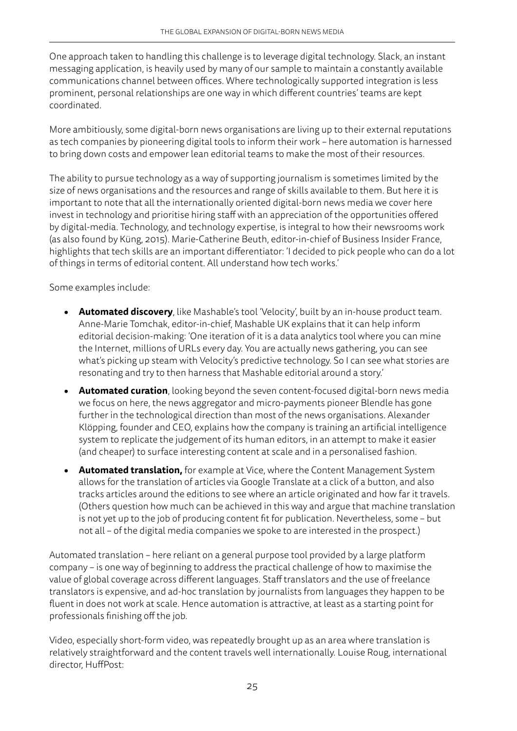One approach taken to handling this challenge is to leverage digital technology. Slack, an instant messaging application, is heavily used by many of our sample to maintain a constantly available communications channel between offices. Where technologically supported integration is less prominent, personal relationships are one way in which different countries' teams are kept coordinated.

More ambitiously, some digital-born news organisations are living up to their external reputations as tech companies by pioneering digital tools to inform their work – here automation is harnessed to bring down costs and empower lean editorial teams to make the most of their resources.

The ability to pursue technology as a way of supporting journalism is sometimes limited by the size of news organisations and the resources and range of skills available to them. But here it is important to note that all the internationally oriented digital-born news media we cover here invest in technology and prioritise hiring staff with an appreciation of the opportunities offered by digital-media. Technology, and technology expertise, is integral to how their newsrooms work (as also found by Küng, 2015). Marie-Catherine Beuth, editor-in-chief of Business Insider France, highlights that tech skills are an important differentiator: 'I decided to pick people who can do a lot of things in terms of editorial content. All understand how tech works.'

Some examples include:

- **Automated discovery**, like Mashable's tool 'Velocity', built by an in-house product team. Anne-Marie Tomchak, editor-in-chief, Mashable UK explains that it can help inform editorial decision-making: 'One iteration of it is a data analytics tool where you can mine the Internet, millions of URLs every day. You are actually news gathering, you can see what's picking up steam with Velocity's predictive technology. So I can see what stories are resonating and try to then harness that Mashable editorial around a story.'
- **Automated curation**, looking beyond the seven content-focused digital-born news media we focus on here, the news aggregator and micro-payments pioneer Blendle has gone further in the technological direction than most of the news organisations. Alexander Klöpping, founder and CEO, explains how the company is training an artificial intelligence system to replicate the judgement of its human editors, in an attempt to make it easier (and cheaper) to surface interesting content at scale and in a personalised fashion.
- **Automated translation,** for example at Vice, where the Content Management System allows for the translation of articles via Google Translate at a click of a button, and also tracks articles around the editions to see where an article originated and how far it travels. (Others question how much can be achieved in this way and argue that machine translation is not yet up to the job of producing content fit for publication. Nevertheless, some – but not all – of the digital media companies we spoke to are interested in the prospect.)

Automated translation – here reliant on a general purpose tool provided by a large platform company – is one way of beginning to address the practical challenge of how to maximise the value of global coverage across different languages. Staff translators and the use of freelance translators is expensive, and ad-hoc translation by journalists from languages they happen to be fluent in does not work at scale. Hence automation is attractive, at least as a starting point for professionals finishing off the job.

Video, especially short-form video, was repeatedly brought up as an area where translation is relatively straightforward and the content travels well internationally. Louise Roug, international director, HuffPost: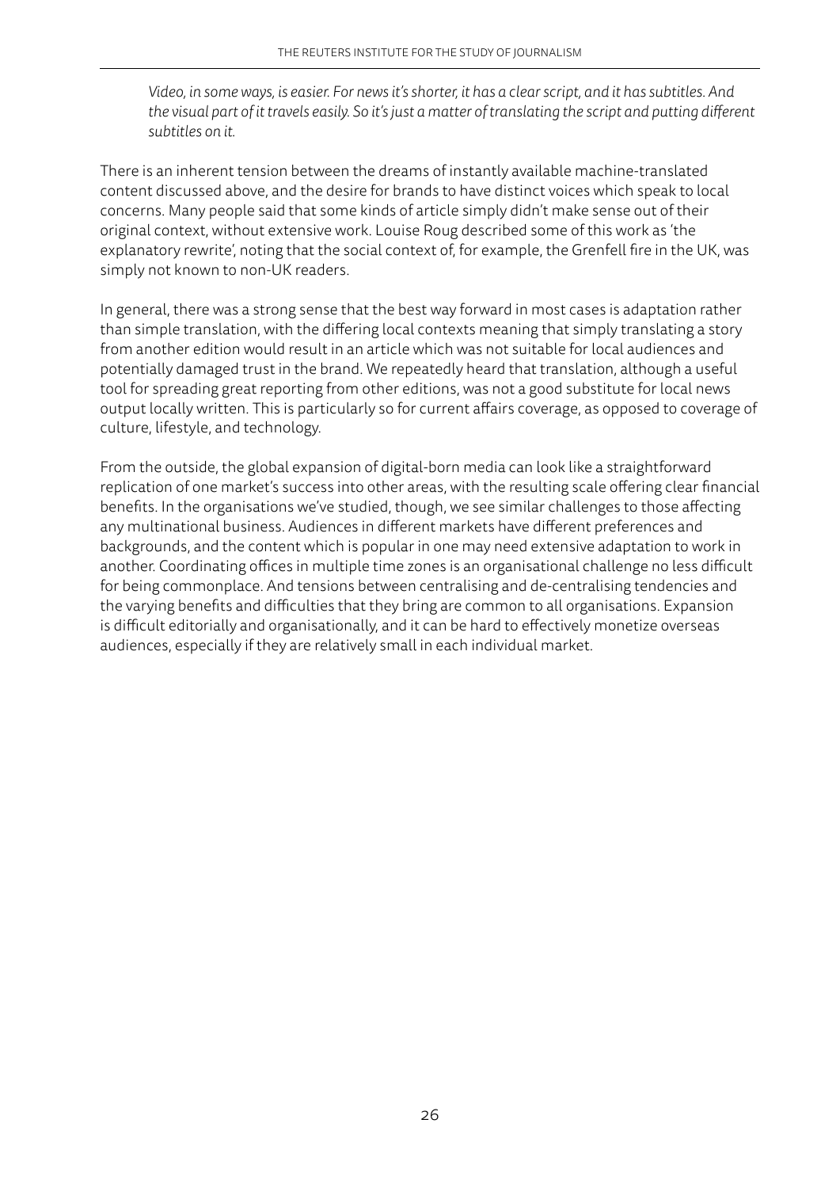*Video, in some ways, is easier. For news it's shorter, it has a clear script, and it has subtitles. And the visual part of it travels easily. So it's just a matter of translating the script and putting different subtitles on it.*

There is an inherent tension between the dreams of instantly available machine-translated content discussed above, and the desire for brands to have distinct voices which speak to local concerns. Many people said that some kinds of article simply didn't make sense out of their original context, without extensive work. Louise Roug described some of this work as 'the explanatory rewrite', noting that the social context of, for example, the Grenfell fire in the UK, was simply not known to non-UK readers.

In general, there was a strong sense that the best way forward in most cases is adaptation rather than simple translation, with the differing local contexts meaning that simply translating a story from another edition would result in an article which was not suitable for local audiences and potentially damaged trust in the brand. We repeatedly heard that translation, although a useful tool for spreading great reporting from other editions, was not a good substitute for local news output locally written. This is particularly so for current affairs coverage, as opposed to coverage of culture, lifestyle, and technology.

From the outside, the global expansion of digital-born media can look like a straightforward replication of one market's success into other areas, with the resulting scale offering clear financial benefits. In the organisations we've studied, though, we see similar challenges to those affecting any multinational business. Audiences in different markets have different preferences and backgrounds, and the content which is popular in one may need extensive adaptation to work in another. Coordinating offices in multiple time zones is an organisational challenge no less difficult for being commonplace. And tensions between centralising and de-centralising tendencies and the varying benefits and difficulties that they bring are common to all organisations. Expansion is difficult editorially and organisationally, and it can be hard to effectively monetize overseas audiences, especially if they are relatively small in each individual market.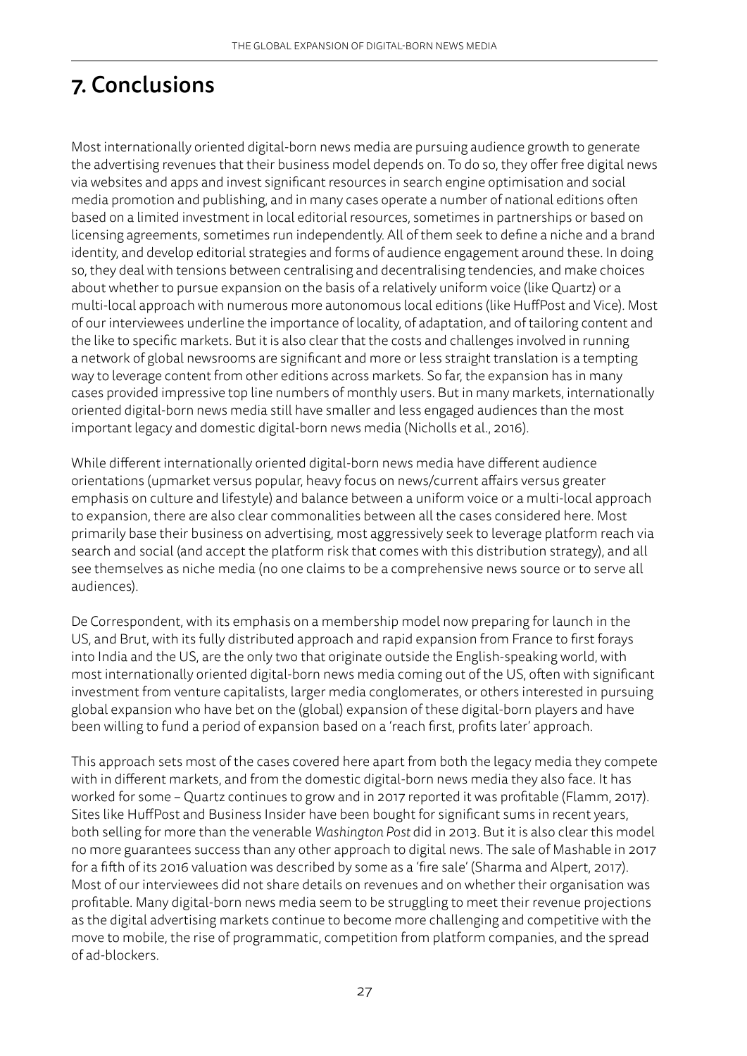# 7. Conclusions

Most internationally oriented digital-born news media are pursuing audience growth to generate the advertising revenues that their business model depends on. To do so, they offer free digital news via websites and apps and invest significant resources in search engine optimisation and social media promotion and publishing, and in many cases operate a number of national editions often based on a limited investment in local editorial resources, sometimes in partnerships or based on licensing agreements, sometimes run independently. All of them seek to define a niche and a brand identity, and develop editorial strategies and forms of audience engagement around these. In doing so, they deal with tensions between centralising and decentralising tendencies, and make choices about whether to pursue expansion on the basis of a relatively uniform voice (like Quartz) or a multi-local approach with numerous more autonomous local editions (like HuffPost and Vice). Most of our interviewees underline the importance of locality, of adaptation, and of tailoring content and the like to specific markets. But it is also clear that the costs and challenges involved in running a network of global newsrooms are significant and more or less straight translation is a tempting way to leverage content from other editions across markets. So far, the expansion has in many cases provided impressive top line numbers of monthly users. But in many markets, internationally oriented digital-born news media still have smaller and less engaged audiences than the most important legacy and domestic digital-born news media (Nicholls et al., 2016).

While different internationally oriented digital-born news media have different audience orientations (upmarket versus popular, heavy focus on news/current affairs versus greater emphasis on culture and lifestyle) and balance between a uniform voice or a multi-local approach to expansion, there are also clear commonalities between all the cases considered here. Most primarily base their business on advertising, most aggressively seek to leverage platform reach via search and social (and accept the platform risk that comes with this distribution strategy), and all see themselves as niche media (no one claims to be a comprehensive news source or to serve all audiences).

De Correspondent, with its emphasis on a membership model now preparing for launch in the US, and Brut, with its fully distributed approach and rapid expansion from France to first forays into India and the US, are the only two that originate outside the English-speaking world, with most internationally oriented digital-born news media coming out of the US, often with significant investment from venture capitalists, larger media conglomerates, or others interested in pursuing global expansion who have bet on the (global) expansion of these digital-born players and have been willing to fund a period of expansion based on a 'reach first, profits later' approach.

This approach sets most of the cases covered here apart from both the legacy media they compete with in different markets, and from the domestic digital-born news media they also face. It has worked for some – Quartz continues to grow and in 2017 reported it was profitable (Flamm, 2017). Sites like HuffPost and Business Insider have been bought for significant sums in recent years, both selling for more than the venerable *Washington Post* did in 2013. But it is also clear this model no more guarantees success than any other approach to digital news. The sale of Mashable in 2017 for a fifth of its 2016 valuation was described by some as a 'fire sale' (Sharma and Alpert, 2017). Most of our interviewees did not share details on revenues and on whether their organisation was profitable. Many digital-born news media seem to be struggling to meet their revenue projections as the digital advertising markets continue to become more challenging and competitive with the move to mobile, the rise of programmatic, competition from platform companies, and the spread of ad-blockers.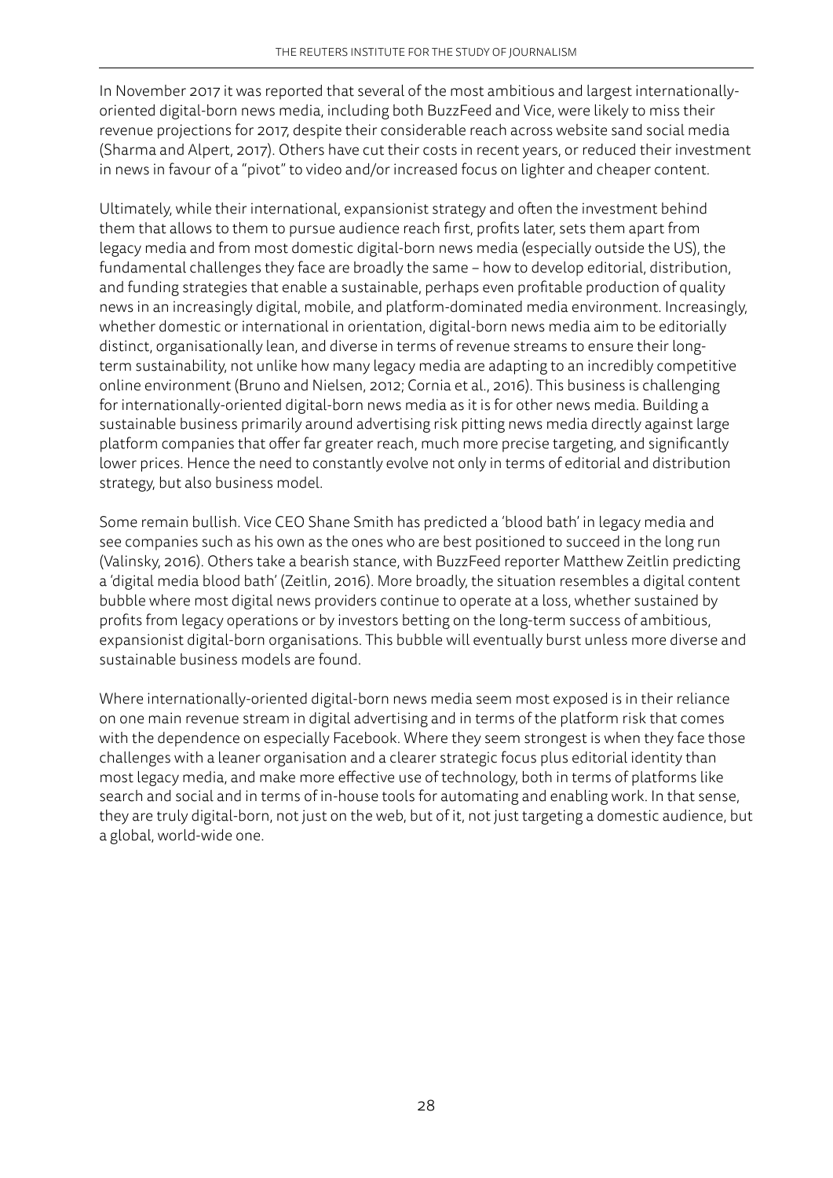In November 2017 it was reported that several of the most ambitious and largest internationally-oriented digital-born news media, including both BuzzFeed and Vice, were likely to miss their revenue projections for 2017, despite their considerable reach across website sand social media (Sharma and Alpert, 2017). Others have cut their costs in recent years, or reduced their investment in news in favour of a "pivot" to video and/or increased focus on lighter and cheaper content.

Ultimately, while their international, expansionist strategy and often the investment behind them that allows to them to pursue audience reach first, profits later, sets them apart from legacy media and from most domestic digital-born news media (especially outside the US), the fundamental challenges they face are broadly the same – how to develop editorial, distribution, and funding strategies that enable a sustainable, perhaps even profitable production of quality news in an increasingly digital, mobile, and platform-dominated media environment. Increasingly, whether domestic or international in orientation, digital-born news media aim to be editorially distinct, organisationally lean, and diverse in terms of revenue streams to ensure their long-term sustainability, not unlike how many legacy media are adapting to an incredibly competitive online environment (Bruno and Nielsen, 2012; Cornia et al., 2016). This business is challenging for internationally-oriented digital-born news media as it is for other news media. Building a sustainable business primarily around advertising risk pitting news media directly against large platform companies that offer far greater reach, much more precise targeting, and significantly lower prices. Hence the need to constantly evolve not only in terms of editorial and distribution strategy, but also business model.

Some remain bullish. Vice CEO Shane Smith has predicted a 'blood bath' in legacy media and see companies such as his own as the ones who are best positioned to succeed in the long run (Valinsky, 2016). Others take a bearish stance, with BuzzFeed reporter Matthew Zeitlin predicting a 'digital media blood bath' (Zeitlin, 2016). More broadly, the situation resembles a digital content bubble where most digital news providers continue to operate at a loss, whether sustained by profits from legacy operations or by investors betting on the long-term success of ambitious, expansionist digital-born organisations. This bubble will eventually burst unless more diverse and sustainable business models are found.

Where internationally-oriented digital-born news media seem most exposed is in their reliance on one main revenue stream in digital advertising and in terms of the platform risk that comes with the dependence on especially Facebook. Where they seem strongest is when they face those challenges with a leaner organisation and a clearer strategic focus plus editorial identity than most legacy media, and make more effective use of technology, both in terms of platforms like search and social and in terms of in-house tools for automating and enabling work. In that sense, they are truly digital-born, not just on the web, but of it, not just targeting a domestic audience, but a global, world-wide one.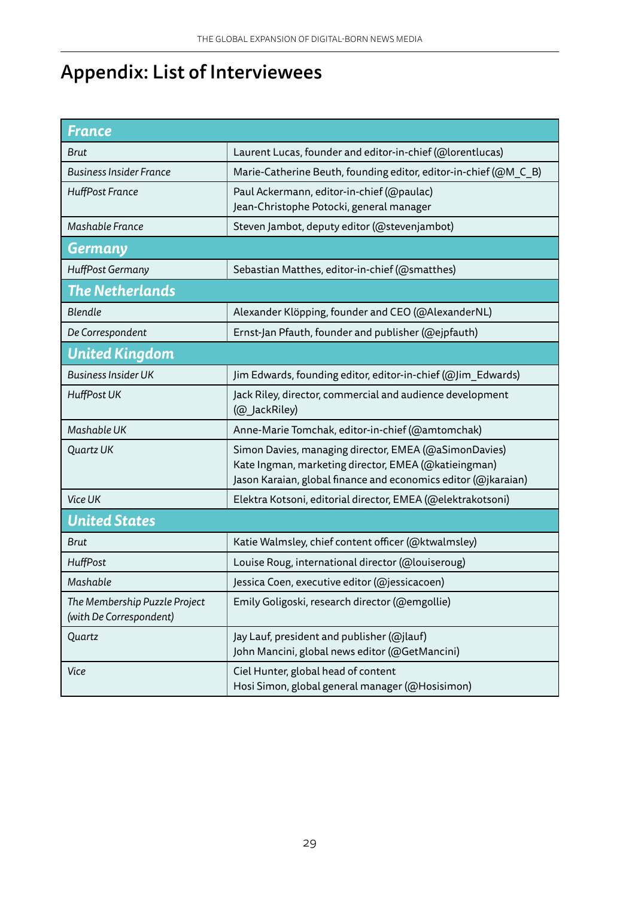# Appendix: List of Interviewees

| | |
|---|---|
| **France** | |
| *Brut* | Laurent Lucas, founder and editor-in-chief (@lorentlucas) |
| *Business Insider France* | Marie-Catherine Beuth, founding editor, editor-in-chief (@M_C_B) |
| *HuffPost France* | Paul Ackermann, editor-in-chief (@paulac)<br>Jean-Christophe Potocki, general manager |
| *Mashable France* | Steven Jambot, deputy editor (@stevenjambot) |
| **Germany** | |
| *HuffPost Germany* | Sebastian Matthes, editor-in-chief (@smatthes) |
| **The Netherlands** | |
| *Blendle* | Alexander Klöpping, founder and CEO (@AlexanderNL) |
| *De Correspondent* | Ernst-Jan Pfauth, founder and publisher (@ejpfauth) |
| **United Kingdom** | |
| *Business Insider UK* | Jim Edwards, founding editor, editor-in-chief (@Jim_Edwards) |
| *HuffPost UK* | Jack Riley, director, commercial and audience development (@_JackRiley) |
| *Mashable UK* | Anne-Marie Tomchak, editor-in-chief (@amtomchak) |
| *Quartz UK* | Simon Davies, managing director, EMEA (@aSimonDavies)<br>Kate Ingman, marketing director, EMEA (@katieingman)<br>Jason Karaian, global finance and economics editor (@jkaraian) |
| *Vice UK* | Elektra Kotsoni, editorial director, EMEA (@elektrakotsoni) |
| **United States** | |
| *Brut* | Katie Walmsley, chief content officer (@ktwalmsley) |
| *HuffPost* | Louise Roug, international director (@louiseroug) |
| *Mashable* | Jessica Coen, executive editor (@jessicacoen) |
| *The Membership Puzzle Project (with De Correspondent)* | Emily Goligoski, research director (@emgollie) |
| *Quartz* | Jay Lauf, president and publisher (@jlauf)<br>John Mancini, global news editor (@GetMancini) |
| *Vice* | Ciel Hunter, global head of content<br>Hosi Simon, global general manager (@Hosisimon) |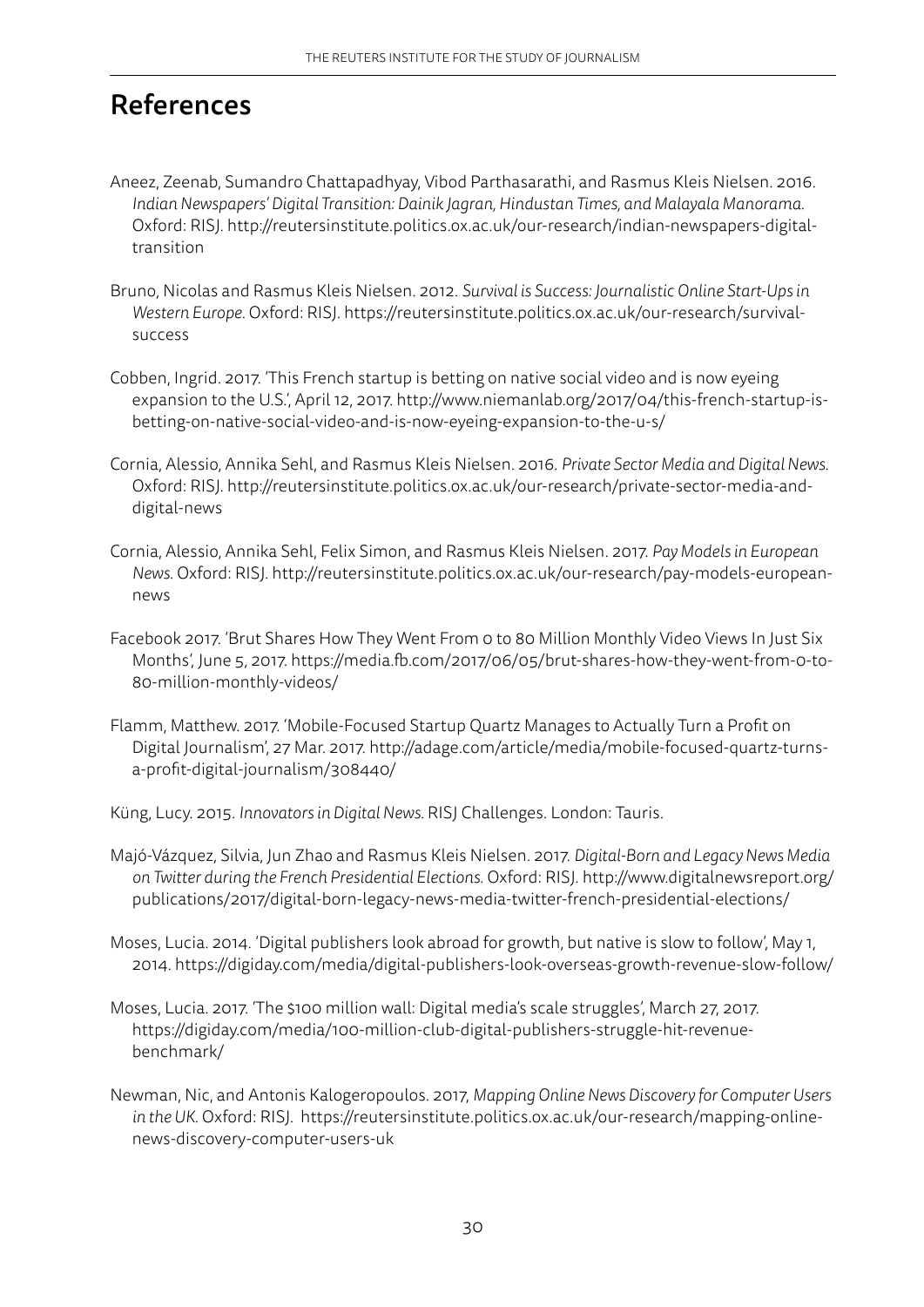# References

Aneez, Zeenab, Sumandro Chattapadhyay, Vibod Parthasarathi, and Rasmus Kleis Nielsen. 2016. *Indian Newspapers' Digital Transition: Dainik Jagran, Hindustan Times, and Malayala Manorama.* Oxford: RISJ. http://reutersinstitute.politics.ox.ac.uk/our-research/indian-newspapers-digital-transition

Bruno, Nicolas and Rasmus Kleis Nielsen. 2012. *Survival is Success: Journalistic Online Start-Ups in Western Europe.* Oxford: RISJ. https://reutersinstitute.politics.ox.ac.uk/our-research/survival-success

Cobben, Ingrid. 2017. 'This French startup is betting on native social video and is now eyeing expansion to the U.S.', April 12, 2017. http://www.niemanlab.org/2017/04/this-french-startup-is-betting-on-native-social-video-and-is-now-eyeing-expansion-to-the-u-s/

Cornia, Alessio, Annika Sehl, and Rasmus Kleis Nielsen. 2016. *Private Sector Media and Digital News.* Oxford: RISJ. http://reutersinstitute.politics.ox.ac.uk/our-research/private-sector-media-and-digital-news

Cornia, Alessio, Annika Sehl, Felix Simon, and Rasmus Kleis Nielsen. 2017. *Pay Models in European News.* Oxford: RISJ. http://reutersinstitute.politics.ox.ac.uk/our-research/pay-models-european-news

Facebook 2017. 'Brut Shares How They Went From 0 to 80 Million Monthly Video Views In Just Six Months', June 5, 2017. https://media.fb.com/2017/06/05/brut-shares-how-they-went-from-0-to-80-million-monthly-videos/

Flamm, Matthew. 2017. 'Mobile-Focused Startup Quartz Manages to Actually Turn a Profit on Digital Journalism', 27 Mar. 2017. http://adage.com/article/media/mobile-focused-quartz-turns-a-profit-digital-journalism/308440/

Küng, Lucy. 2015. *Innovators in Digital News.* RISJ Challenges. London: Tauris.

Majó-Vázquez, Silvia, Jun Zhao and Rasmus Kleis Nielsen. 2017. *Digital-Born and Legacy News Media on Twitter during the French Presidential Elections.* Oxford: RISJ. http://www.digitalnewsreport.org/publications/2017/digital-born-legacy-news-media-twitter-french-presidential-elections/

Moses, Lucia. 2014. 'Digital publishers look abroad for growth, but native is slow to follow', May 1, 2014. https://digiday.com/media/digital-publishers-look-overseas-growth-revenue-slow-follow/

Moses, Lucia. 2017. 'The $100 million wall: Digital media's scale struggles', March 27, 2017. https://digiday.com/media/100-million-club-digital-publishers-struggle-hit-revenue-benchmark/

Newman, Nic, and Antonis Kalogeropoulos. 2017, *Mapping Online News Discovery for Computer Users in the UK.* Oxford: RISJ. https://reutersinstitute.politics.ox.ac.uk/our-research/mapping-online-news-discovery-computer-users-uk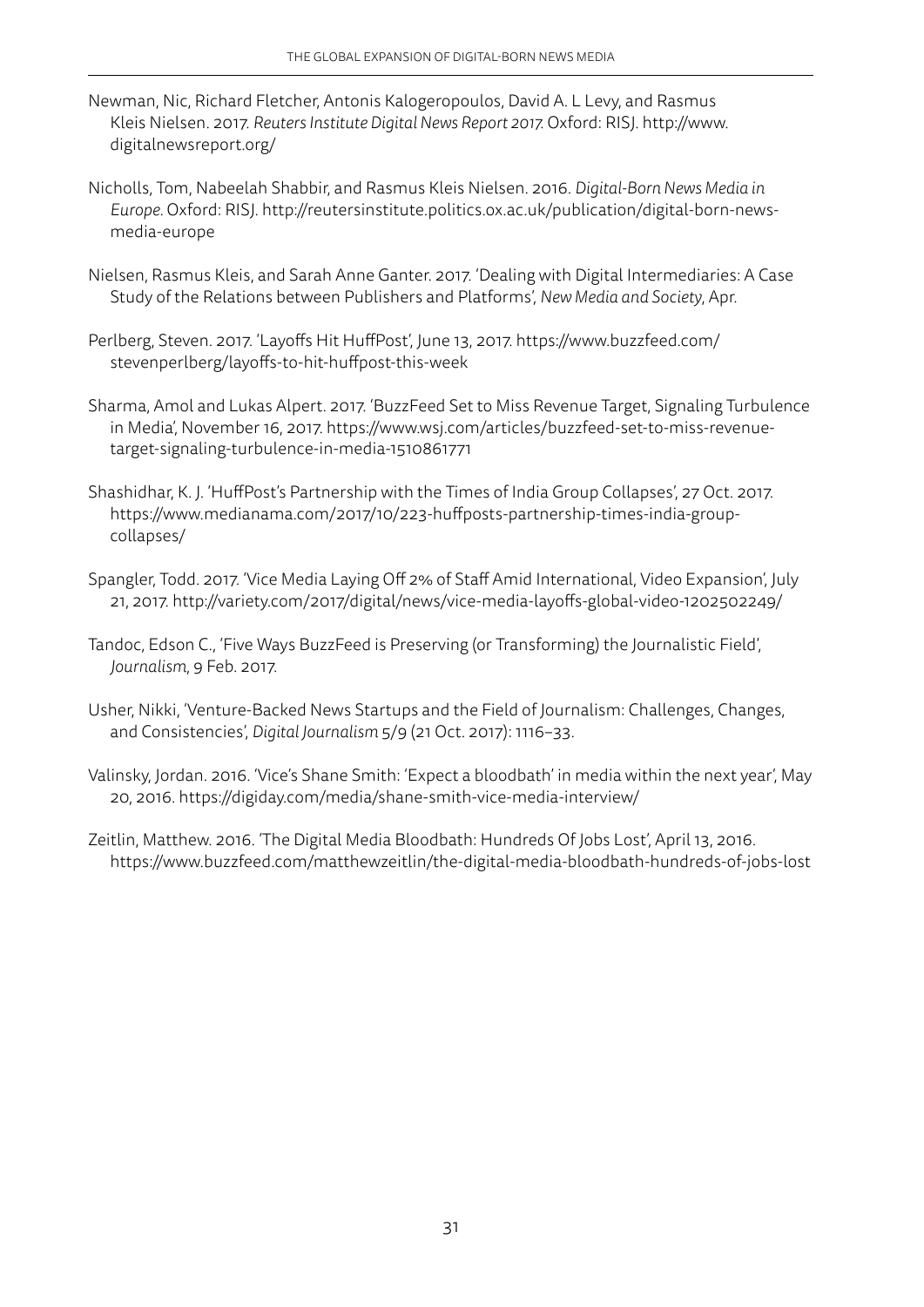Newman, Nic, Richard Fletcher, Antonis Kalogeropoulos, David A. L Levy, and Rasmus Kleis Nielsen. 2017. *Reuters Institute Digital News Report 2017.* Oxford: RISJ. http://www.digitalnewsreport.org/

Nicholls, Tom, Nabeelah Shabbir, and Rasmus Kleis Nielsen. 2016. *Digital-Born News Media in Europe*. Oxford: RISJ. http://reutersinstitute.politics.ox.ac.uk/publication/digital-born-news-media-europe

Nielsen, Rasmus Kleis, and Sarah Anne Ganter. 2017. 'Dealing with Digital Intermediaries: A Case Study of the Relations between Publishers and Platforms', *New Media and Society*, Apr.

Perlberg, Steven. 2017. 'Layoffs Hit HuffPost', June 13, 2017. https://www.buzzfeed.com/stevenperlberg/layoffs-to-hit-huffpost-this-week

Sharma, Amol and Lukas Alpert. 2017. 'BuzzFeed Set to Miss Revenue Target, Signaling Turbulence in Media', November 16, 2017. https://www.wsj.com/articles/buzzfeed-set-to-miss-revenue-target-signaling-turbulence-in-media-1510861771

Shashidhar, K. J. 'HuffPost's Partnership with the Times of India Group Collapses', 27 Oct. 2017. https://www.medianama.com/2017/10/223-huffposts-partnership-times-india-group-collapses/

Spangler, Todd. 2017. 'Vice Media Laying Off 2% of Staff Amid International, Video Expansion', July 21, 2017. http://variety.com/2017/digital/news/vice-media-layoffs-global-video-1202502249/

Tandoc, Edson C., 'Five Ways BuzzFeed is Preserving (or Transforming) the Journalistic Field', *Journalism*, 9 Feb. 2017.

Usher, Nikki, 'Venture-Backed News Startups and the Field of Journalism: Challenges, Changes, and Consistencies', *Digital Journalism* 5/9 (21 Oct. 2017): 1116–33.

Valinsky, Jordan. 2016. 'Vice's Shane Smith: 'Expect a bloodbath' in media within the next year', May 20, 2016. https://digiday.com/media/shane-smith-vice-media-interview/

Zeitlin, Matthew. 2016. 'The Digital Media Bloodbath: Hundreds Of Jobs Lost', April 13, 2016. https://www.buzzfeed.com/matthewzeitlin/the-digital-media-bloodbath-hundreds-of-jobs-lost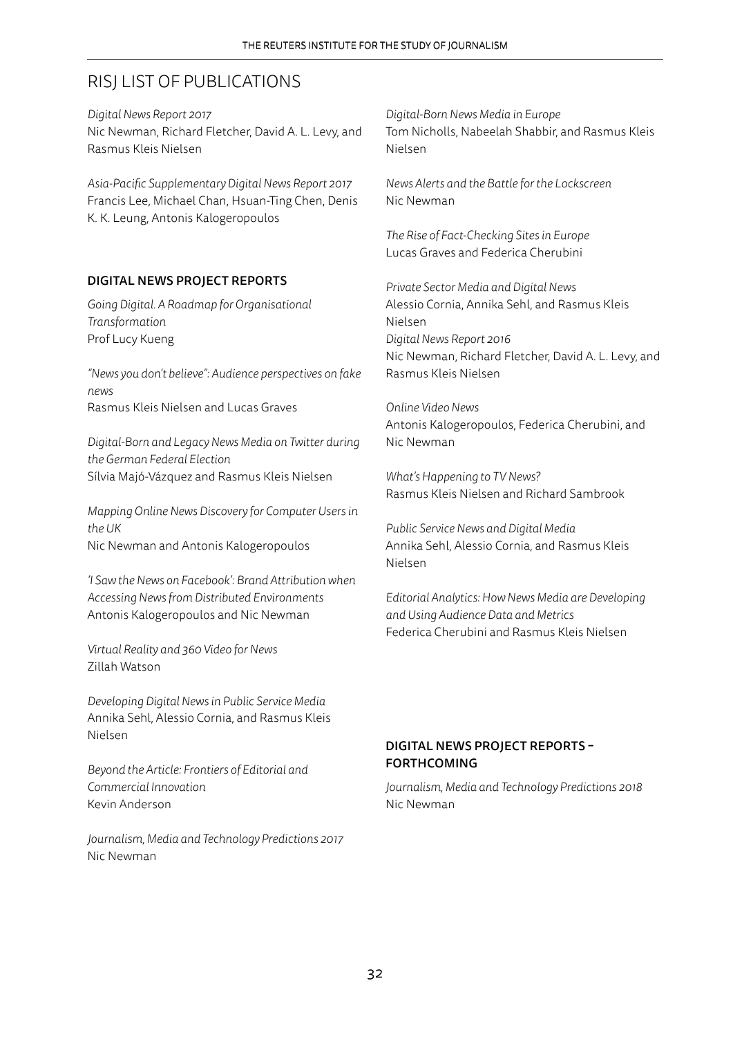## RISJ LIST OF PUBLICATIONS

*Digital News Report 2017*
Nic Newman, Richard Fletcher, David A. L. Levy, and Rasmus Kleis Nielsen

*Asia-Pacific Supplementary Digital News Report 2017*
Francis Lee, Michael Chan, Hsuan-Ting Chen, Denis K. K. Leung, Antonis Kalogeropoulos

### DIGITAL NEWS PROJECT REPORTS

*Going Digital. A Roadmap for Organisational Transformation*
Prof Lucy Kueng

*"News you don't believe": Audience perspectives on fake news*
Rasmus Kleis Nielsen and Lucas Graves

*Digital-Born and Legacy News Media on Twitter during the German Federal Election*
Sílvia Majó-Vázquez and Rasmus Kleis Nielsen

*Mapping Online News Discovery for Computer Users in the UK*
Nic Newman and Antonis Kalogeropoulos

*'I Saw the News on Facebook': Brand Attribution when Accessing News from Distributed Environments*
Antonis Kalogeropoulos and Nic Newman

*Virtual Reality and 360 Video for News*
Zillah Watson

*Developing Digital News in Public Service Media*
Annika Sehl, Alessio Cornia, and Rasmus Kleis Nielsen

*Beyond the Article: Frontiers of Editorial and Commercial Innovation*
Kevin Anderson

*Journalism, Media and Technology Predictions 2017*
Nic Newman

*Digital-Born News Media in Europe*
Tom Nicholls, Nabeelah Shabbir, and Rasmus Kleis Nielsen

*News Alerts and the Battle for the Lockscreen*
Nic Newman

*The Rise of Fact-Checking Sites in Europe*
Lucas Graves and Federica Cherubini

*Private Sector Media and Digital News*
Alessio Cornia, Annika Sehl, and Rasmus Kleis Nielsen

*Digital News Report 2016*
Nic Newman, Richard Fletcher, David A. L. Levy, and Rasmus Kleis Nielsen

*Online Video News*
Antonis Kalogeropoulos, Federica Cherubini, and Nic Newman

*What's Happening to TV News?*
Rasmus Kleis Nielsen and Richard Sambrook

*Public Service News and Digital Media*
Annika Sehl, Alessio Cornia, and Rasmus Kleis Nielsen

*Editorial Analytics: How News Media are Developing and Using Audience Data and Metrics*
Federica Cherubini and Rasmus Kleis Nielsen

### DIGITAL NEWS PROJECT REPORTS – FORTHCOMING

*Journalism, Media and Technology Predictions 2018*
Nic Newman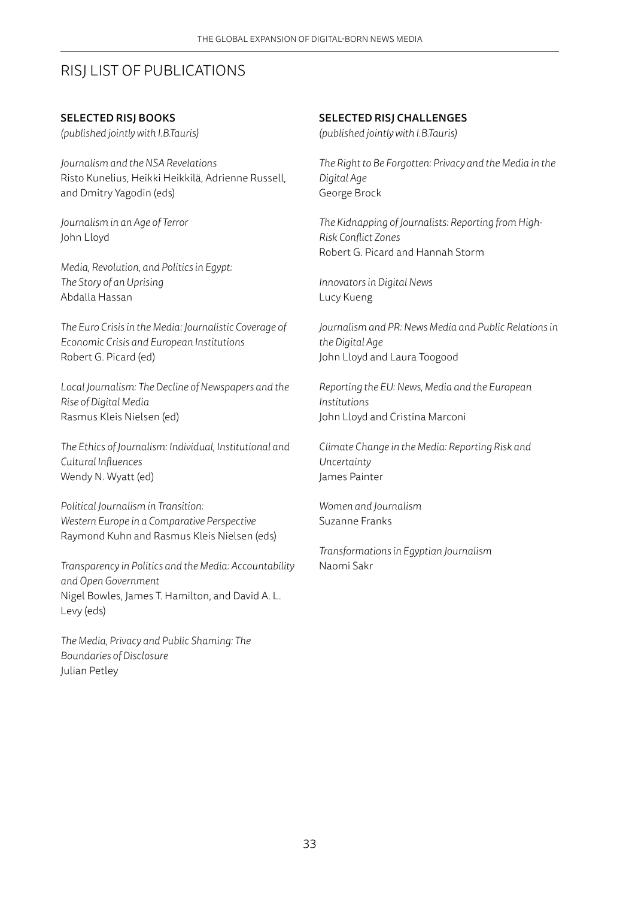# RISJ LIST OF PUBLICATIONS

## SELECTED RISJ BOOKS

*(published jointly with I.B.Tauris)*

*Journalism and the NSA Revelations*
Risto Kunelius, Heikki Heikkilä, Adrienne Russell, and Dmitry Yagodin (eds)

*Journalism in an Age of Terror*
John Lloyd

*Media, Revolution, and Politics in Egypt: The Story of an Uprising*
Abdalla Hassan

*The Euro Crisis in the Media: Journalistic Coverage of Economic Crisis and European Institutions*
Robert G. Picard (ed)

*Local Journalism: The Decline of Newspapers and the Rise of Digital Media*
Rasmus Kleis Nielsen (ed)

*The Ethics of Journalism: Individual, Institutional and Cultural Influences*
Wendy N. Wyatt (ed)

*Political Journalism in Transition: Western Europe in a Comparative Perspective*
Raymond Kuhn and Rasmus Kleis Nielsen (eds)

*Transparency in Politics and the Media: Accountability and Open Government*
Nigel Bowles, James T. Hamilton, and David A. L. Levy (eds)

*The Media, Privacy and Public Shaming: The Boundaries of Disclosure*
Julian Petley

## SELECTED RISJ CHALLENGES

*(published jointly with I.B.Tauris)*

*The Right to Be Forgotten: Privacy and the Media in the Digital Age*
George Brock

*The Kidnapping of Journalists: Reporting from High-Risk Conflict Zones*
Robert G. Picard and Hannah Storm

*Innovators in Digital News*
Lucy Kueng

*Journalism and PR: News Media and Public Relations in the Digital Age*
John Lloyd and Laura Toogood

*Reporting the EU: News, Media and the European Institutions*
John Lloyd and Cristina Marconi

*Climate Change in the Media: Reporting Risk and Uncertainty*
James Painter

*Women and Journalism*
Suzanne Franks

*Transformations in Egyptian Journalism*
Naomi Sakr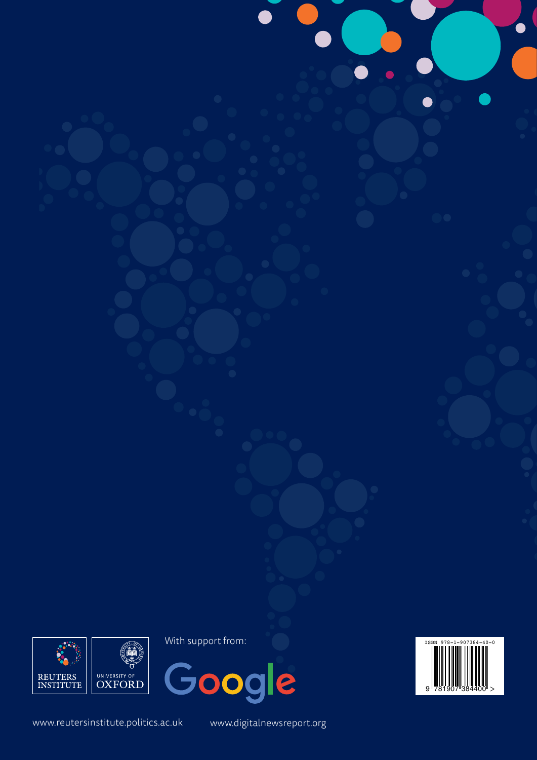REUTERS INSTITUTE

UNIVERSITY OF OXFORD

With support from:

Google

ISBN 978-1-907384-40-0

9 781907 384400 >

www.reutersinstitute.politics.ac.uk

www.digitalnewsreport.org